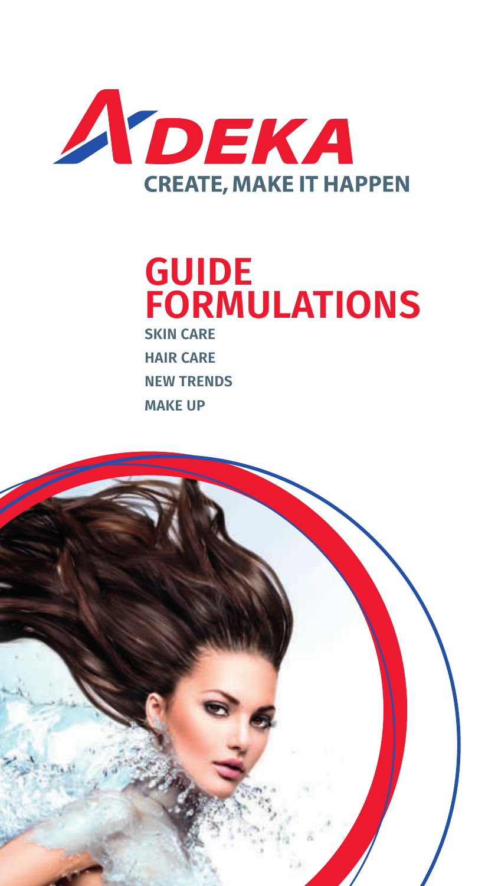# ADEKA

**CREATE, MAKE IT HAPPEN**

# GUIDE FORMULATIONS

**SKIN CARE**

**HAIR CARE**

**NEW TRENDS**

**MAKE UP**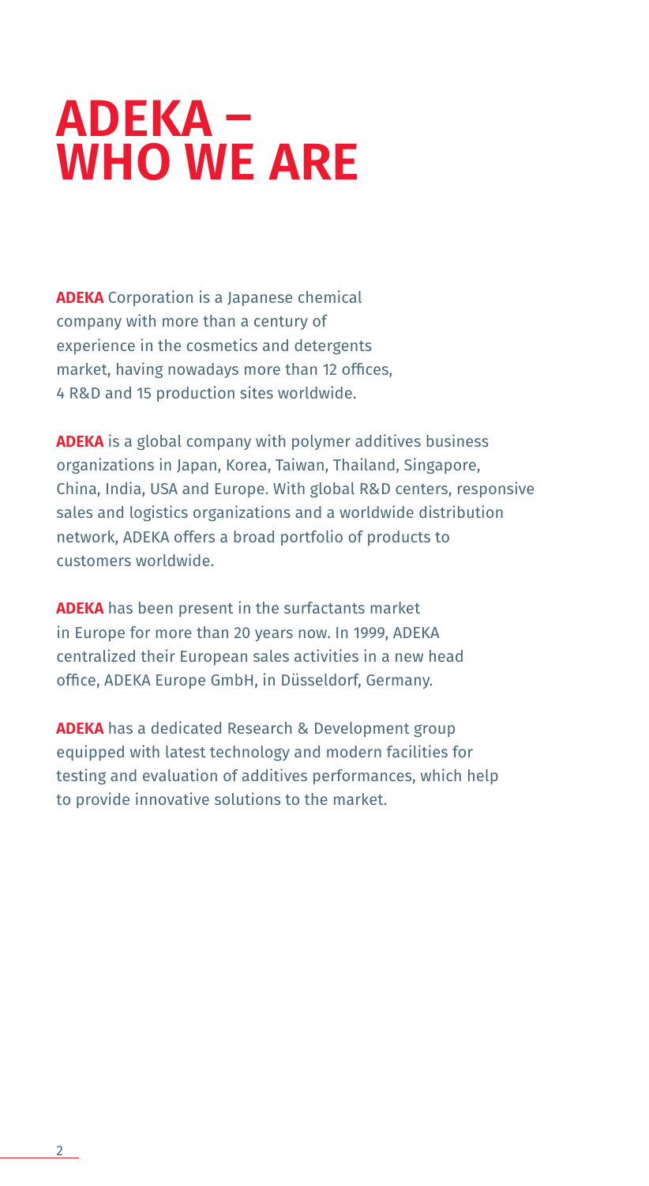# ADEKA – WHO WE ARE

**ADEKA** Corporation is a Japanese chemical company with more than a century of experience in the cosmetics and detergents market, having nowadays more than 12 offices, 4 R&D and 15 production sites worldwide.

**ADEKA** is a global company with polymer additives business organizations in Japan, Korea, Taiwan, Thailand, Singapore, China, India, USA and Europe. With global R&D centers, responsive sales and logistics organizations and a worldwide distribution network, ADEKA offers a broad portfolio of products to customers worldwide.

**ADEKA** has been present in the surfactants market in Europe for more than 20 years now. In 1999, ADEKA centralized their European sales activities in a new head office, ADEKA Europe GmbH, in Düsseldorf, Germany.

**ADEKA** has a dedicated Research & Development group equipped with latest technology and modern facilities for testing and evaluation of additives performances, which help to provide innovative solutions to the market.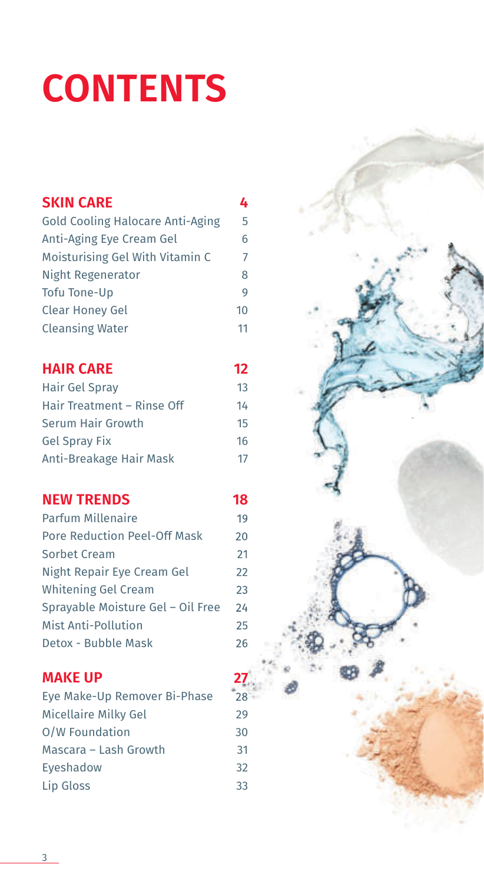# CONTENTS

| | |
|---|---|
| **SKIN CARE** | **4** |
| Gold Cooling Halocare Anti-Aging | 5 |
| Anti-Aging Eye Cream Gel | 6 |
| Moisturising Gel With Vitamin C | 7 |
| Night Regenerator | 8 |
| Tofu Tone-Up | 9 |
| Clear Honey Gel | 10 |
| Cleansing Water | 11 |
| **HAIR CARE** | **12** |
| Hair Gel Spray | 13 |
| Hair Treatment – Rinse Off | 14 |
| Serum Hair Growth | 15 |
| Gel Spray Fix | 16 |
| Anti-Breakage Hair Mask | 17 |
| **NEW TRENDS** | **18** |
| Parfum Millenaire | 19 |
| Pore Reduction Peel-Off Mask | 20 |
| Sorbet Cream | 21 |
| Night Repair Eye Cream Gel | 22 |
| Whitening Gel Cream | 23 |
| Sprayable Moisture Gel – Oil Free | 24 |
| Mist Anti-Pollution | 25 |
| Detox - Bubble Mask | 26 |
| **MAKE UP** | **27** |
| Eye Make-Up Remover Bi-Phase | 28 |
| Micellaire Milky Gel | 29 |
| O/W Foundation | 30 |
| Mascara – Lash Growth | 31 |
| Eyeshadow | 32 |
| Lip Gloss | 33 |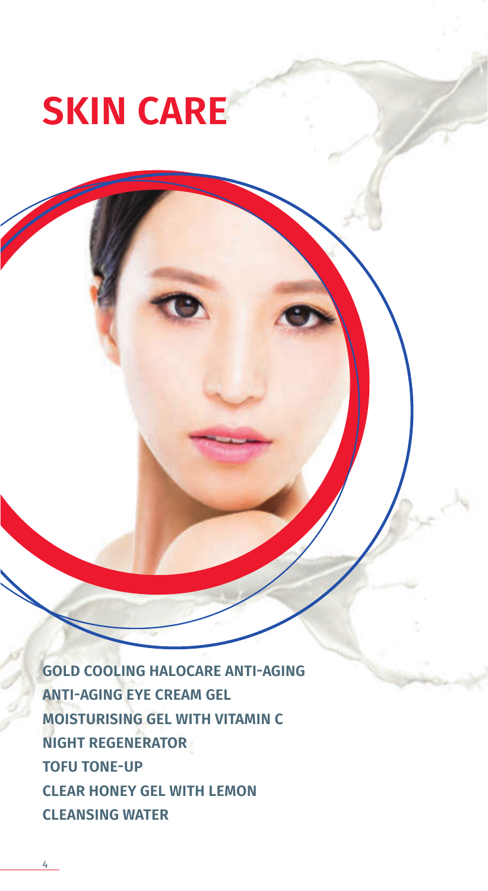# SKIN CARE

**GOLD COOLING HALOCARE ANTI-AGING**
**ANTI-AGING EYE CREAM GEL**
**MOISTURISING GEL WITH VITAMIN C**
**NIGHT REGENERATOR**
**TOFU TONE-UP**
**CLEAR HONEY GEL WITH LEMON**
**CLEANSING WATER**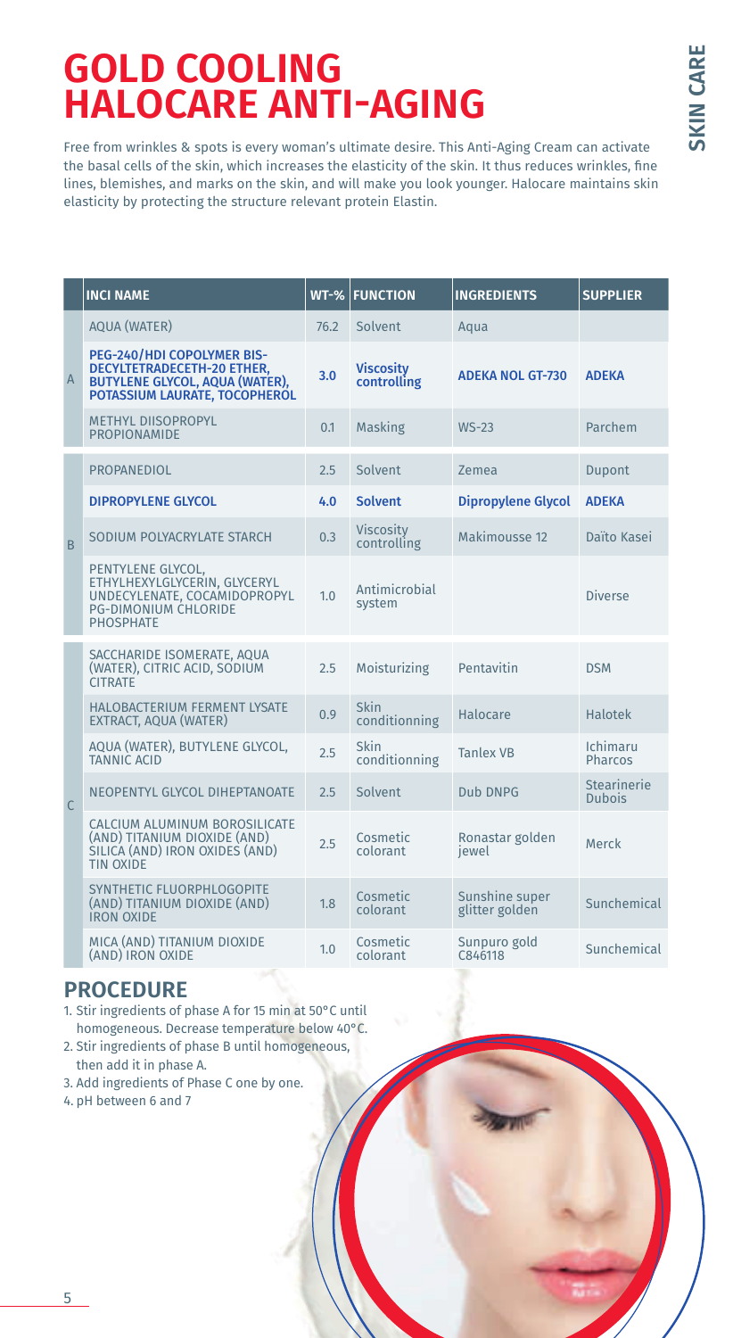# GOLD COOLING HALOCARE ANTI-AGING

SKIN CARE

Free from wrinkles & spots is every woman's ultimate desire. This Anti-Aging Cream can activate the basal cells of the skin, which increases the elasticity of the skin. It thus reduces wrinkles, fine lines, blemishes, and marks on the skin, and will make you look younger. Halocare maintains skin elasticity by protecting the structure relevant protein Elastin.

| | INCI NAME | WT-% | FUNCTION | INGREDIENTS | SUPPLIER |
|---|---|---|---|---|---|
| A | AQUA (WATER) | 76.2 | Solvent | Aqua | |
| | **PEG-240/HDI COPOLYMER BIS-DECYLTETRADECETH-20 ETHER, BUTYLENE GLYCOL, AQUA (WATER), POTASSIUM LAURATE, TOCOPHEROL** | **3.0** | **Viscosity controlling** | **ADEKA NOL GT-730** | **ADEKA** |
| | METHYL DIISOPROPYL PROPIONAMIDE | 0.1 | Masking | WS-23 | Parchem |
| B | PROPANEDIOL | 2.5 | Solvent | Zemea | Dupont |
| | **DIPROPYLENE GLYCOL** | **4.0** | **Solvent** | **Dipropylene Glycol** | **ADEKA** |
| | SODIUM POLYACRYLATE STARCH | 0.3 | Viscosity controlling | Makimousse 12 | Daïto Kasei |
| | PENTYLENE GLYCOL, ETHYLHEXYLGLYCERIN, GLYCERYL UNDECYLENATE, COCAMIDOPROPYL PG-DIMONIUM CHLORIDE PHOSPHATE | 1.0 | Antimicrobial system | | Diverse |
| C | SACCHARIDE ISOMERATE, AQUA (WATER), CITRIC ACID, SODIUM CITRATE | 2.5 | Moisturizing | Pentavitin | DSM |
| | HALOBACTERIUM FERMENT LYSATE EXTRACT, AQUA (WATER) | 0.9 | Skin conditionning | Halocare | Halotek |
| | AQUA (WATER), BUTYLENE GLYCOL, TANNIC ACID | 2.5 | Skin conditionning | Tanlex VB | Ichimaru Pharcos |
| | NEOPENTYL GLYCOL DIHEPTANOATE | 2.5 | Solvent | Dub DNPG | Stearinerie Dubois |
| | CALCIUM ALUMINUM BOROSILICATE (AND) TITANIUM DIOXIDE (AND) SILICA (AND) IRON OXIDES (AND) TIN OXIDE | 2.5 | Cosmetic colorant | Ronastar golden jewel | Merck |
| | SYNTHETIC FLUORPHLOGOPITE (AND) TITANIUM DIOXIDE (AND) IRON OXIDE | 1.8 | Cosmetic colorant | Sunshine super glitter golden | Sunchemical |
| | MICA (AND) TITANIUM DIOXIDE (AND) IRON OXIDE | 1.0 | Cosmetic colorant | Sunpuro gold C846118 | Sunchemical |

## PROCEDURE

1. Stir ingredients of phase A for 15 min at 50°C until homogeneous. Decrease temperature below 40°C.
2. Stir ingredients of phase B until homogeneous, then add it in phase A.
3. Add ingredients of Phase C one by one.
4. pH between 6 and 7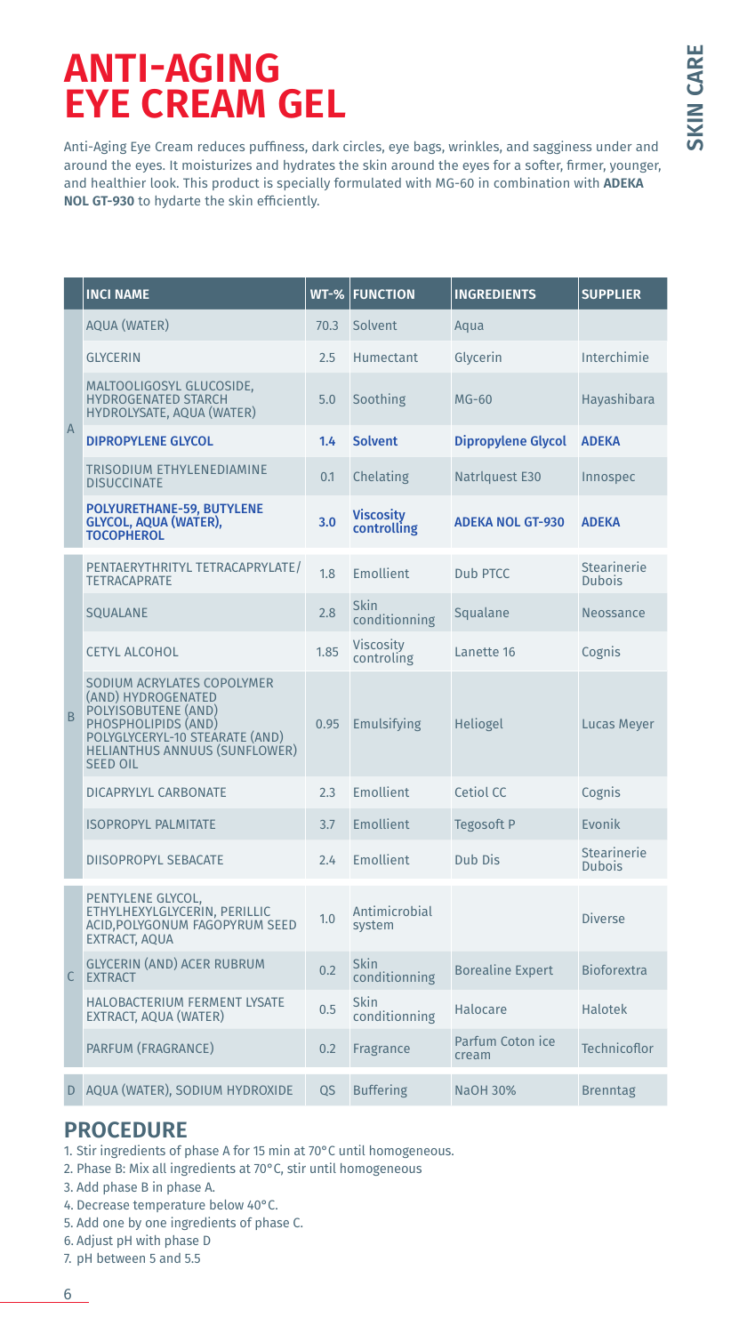# ANTI-AGING EYE CREAM GEL

Anti-Aging Eye Cream reduces puffiness, dark circles, eye bags, wrinkles, and sagginess under and around the eyes. It moisturizes and hydrates the skin around the eyes for a softer, firmer, younger, and healthier look. This product is specially formulated with MG-60 in combination with **ADEKA NOL GT-930** to hydarte the skin efficiently.

| | INCI NAME | WT-% | FUNCTION | INGREDIENTS | SUPPLIER |
|---|---|---|---|---|---|
| A | AQUA (WATER) | 70.3 | Solvent | Aqua | |
| | GLYCERIN | 2.5 | Humectant | Glycerin | Interchimie |
| | MALTOOLIGOSYL GLUCOSIDE, HYDROGENATED STARCH HYDROLYSATE, AQUA (WATER) | 5.0 | Soothing | MG-60 | Hayashibara |
| | **DIPROPYLENE GLYCOL** | **1.4** | **Solvent** | **Dipropylene Glycol** | **ADEKA** |
| | TRISODIUM ETHYLENEDIAMINE DISUCCINATE | 0.1 | Chelating | Natrlquest E30 | Innospec |
| | **POLYURETHANE-59, BUTYLENE GLYCOL, AQUA (WATER), TOCOPHEROL** | **3.0** | **Viscosity controlling** | **ADEKA NOL GT-930** | **ADEKA** |
| B | PENTAERYTHRITYL TETRACAPRYLATE/ TETRACAPRATE | 1.8 | Emollient | Dub PTCC | Stearinerie Dubois |
| | SQUALANE | 2.8 | Skin conditionning | Squalane | Neossance |
| | CETYL ALCOHOL | 1.85 | Viscosity controling | Lanette 16 | Cognis |
| | SODIUM ACRYLATES COPOLYMER (AND) HYDROGENATED POLYISOBUTENE (AND) PHOSPHOLIPIDS (AND) POLYGLYCERYL-10 STEARATE (AND) HELIANTHUS ANNUUS (SUNFLOWER) SEED OIL | 0.95 | Emulsifying | Heliogel | Lucas Meyer |
| | DICAPRYLYL CARBONATE | 2.3 | Emollient | Cetiol CC | Cognis |
| | ISOPROPYL PALMITATE | 3.7 | Emollient | Tegosoft P | Evonik |
| | DIISOPROPYL SEBACATE | 2.4 | Emollient | Dub Dis | Stearinerie Dubois |
| C | PENTYLENE GLYCOL, ETHYLHEXYLGLYCERIN, PERILLIC ACID,POLYGONUM FAGOPYRUM SEED EXTRACT, AQUA | 1.0 | Antimicrobial system | | Diverse |
| | GLYCERIN (AND) ACER RUBRUM EXTRACT | 0.2 | Skin conditionning | Borealine Expert | Bioforextra |
| | HALOBACTERIUM FERMENT LYSATE EXTRACT, AQUA (WATER) | 0.5 | Skin conditionning | Halocare | Halotek |
| | PARFUM (FRAGRANCE) | 0.2 | Fragrance | Parfum Coton ice cream | Technicoflor |
| D | AQUA (WATER), SODIUM HYDROXIDE | QS | Buffering | NaOH 30% | Brenntag |

## PROCEDURE

1. Stir ingredients of phase A for 15 min at 70°C until homogeneous.
2. Phase B: Mix all ingredients at 70°C, stir until homogeneous
3. Add phase B in phase A.
4. Decrease temperature below 40°C.
5. Add one by one ingredients of phase C.
6. Adjust pH with phase D
7. pH between 5 and 5.5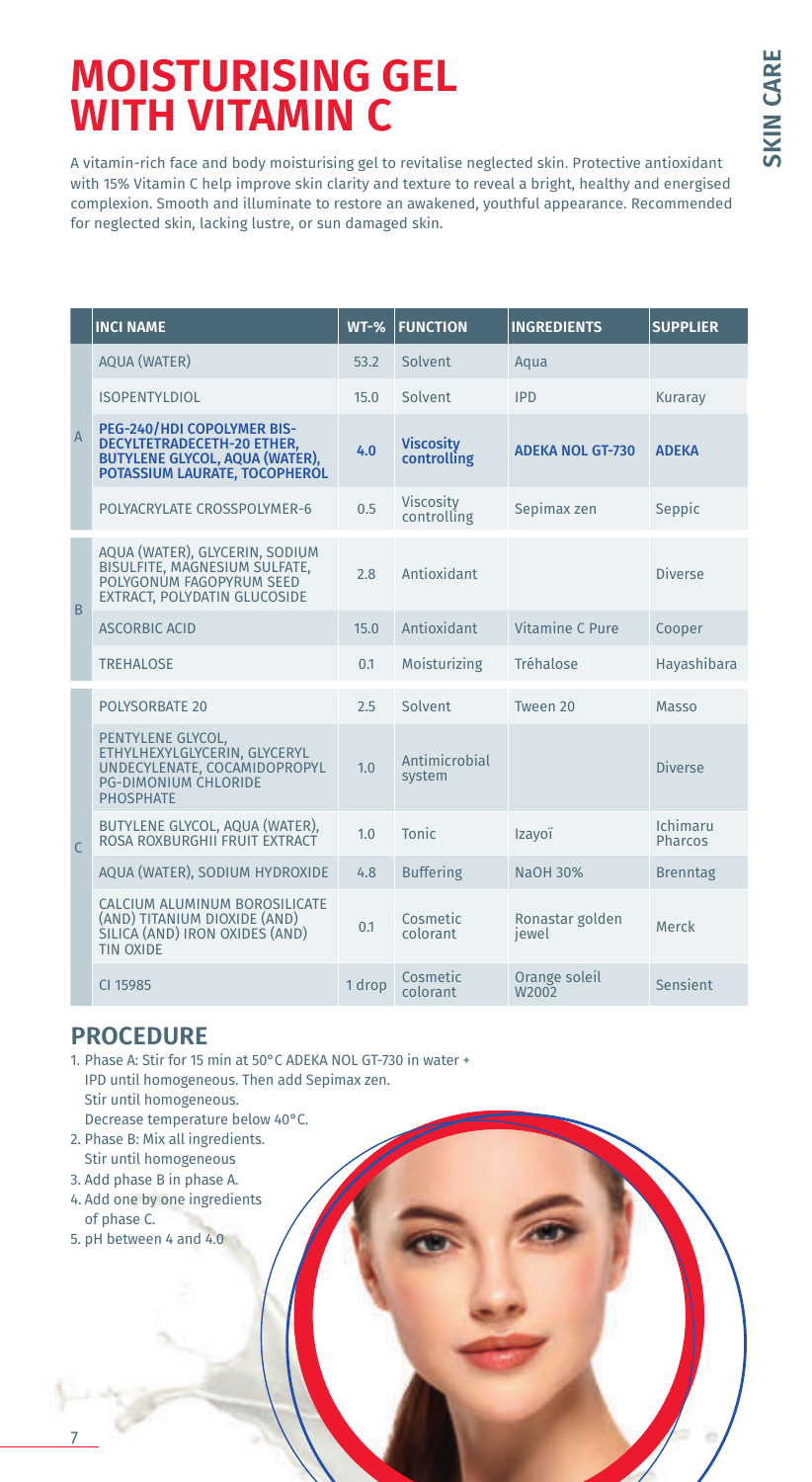# MOISTURISING GEL WITH VITAMIN C

A vitamin-rich face and body moisturising gel to revitalise neglected skin. Protective antioxidant with 15% Vitamin C help improve skin clarity and texture to reveal a bright, healthy and energised complexion. Smooth and illuminate to restore an awakened, youthful appearance. Recommended for neglected skin, lacking lustre, or sun damaged skin.

| | INCI NAME | WT-% | FUNCTION | INGREDIENTS | SUPPLIER |
|---|---|---|---|---|---|
| A | AQUA (WATER) | 53.2 | Solvent | Aqua | |
| | ISOPENTYLDIOL | 15.0 | Solvent | IPD | Kuraray |
| | **PEG-240/HDI COPOLYMER BIS-DECYLTETRADECETH-20 ETHER, BUTYLENE GLYCOL, AQUA (WATER), POTASSIUM LAURATE, TOCOPHEROL** | **4.0** | **Viscosity controlling** | **ADEKA NOL GT-730** | **ADEKA** |
| | POLYACRYLATE CROSSPOLYMER-6 | 0.5 | Viscosity controlling | Sepimax zen | Seppic |
| B | AQUA (WATER), GLYCERIN, SODIUM BISULFITE, MAGNESIUM SULFATE, POLYGONUM FAGOPYRUM SEED EXTRACT, POLYDATIN GLUCOSIDE | 2.8 | Antioxidant | | Diverse |
| | ASCORBIC ACID | 15.0 | Antioxidant | Vitamine C Pure | Cooper |
| | TREHALOSE | 0.1 | Moisturizing | Tréhalose | Hayashibara |
| C | POLYSORBATE 20 | 2.5 | Solvent | Tween 20 | Masso |
| | PENTYLENE GLYCOL, ETHYLHEXYLGLYCERIN, GLYCERYL UNDECYLENATE, COCAMIDOPROPYL PG-DIMONIUM CHLORIDE PHOSPHATE | 1.0 | Antimicrobial system | | Diverse |
| | BUTYLENE GLYCOL, AQUA (WATER), ROSA ROXBURGHII FRUIT EXTRACT | 1.0 | Tonic | Izayoï | Ichimaru Pharcos |
| | AQUA (WATER), SODIUM HYDROXIDE | 4.8 | Buffering | NaOH 30% | Brenntag |
| | CALCIUM ALUMINUM BOROSILICATE (AND) TITANIUM DIOXIDE (AND) SILICA (AND) IRON OXIDES (AND) TIN OXIDE | 0.1 | Cosmetic colorant | Ronastar golden jewel | Merck |
| | CI 15985 | 1 drop | Cosmetic colorant | Orange soleil W2002 | Sensient |

## PROCEDURE

1. Phase A: Stir for 15 min at 50°C ADEKA NOL GT-730 in water + IPD until homogeneous. Then add Sepimax zen. Stir until homogeneous. Decrease temperature below 40°C.
2. Phase B: Mix all ingredients. Stir until homogeneous
3. Add phase B in phase A.
4. Add one by one ingredients of phase C.
5. pH between 4 and 4.0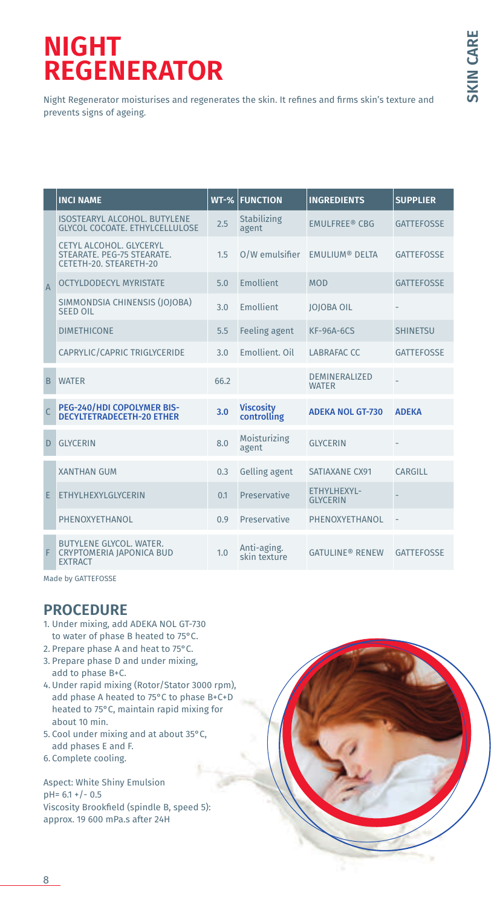# NIGHT REGENERATOR

Night Regenerator moisturises and regenerates the skin. It refines and firms skin's texture and prevents signs of ageing.

| | INCI NAME | WT-% | FUNCTION | INGREDIENTS | SUPPLIER |
|---|---|---|---|---|---|
| A | ISOSTEARYL ALCOHOL. BUTYLENE GLYCOL COCOATE. ETHYLCELLULOSE | 2.5 | Stabilizing agent | EMULFREE® CBG | GATTEFOSSE |
| | CETYL ALCOHOL. GLYCERYL STEARATE. PEG-75 STEARATE. CETETH-20. STEARETH-20 | 1.5 | O/W emulsifier | EMULIUM® DELTA | GATTEFOSSE |
| | OCTYLDODECYL MYRISTATE | 5.0 | Emollient | MOD | GATTEFOSSE |
| | SIMMONDSIA CHINENSIS (JOJOBA) SEED OIL | 3.0 | Emollient | JOJOBA OIL | - |
| | DIMETHICONE | 5.5 | Feeling agent | KF-96A-6CS | SHINETSU |
| | CAPRYLIC/CAPRIC TRIGLYCERIDE | 3.0 | Emollient. Oil | LABRAFAC CC | GATTEFOSSE |
| B | WATER | 66.2 | | DEMINERALIZED WATER | - |
| C | **PEG-240/HDI COPOLYMER BIS-DECYLTETRADECETH-20 ETHER** | **3.0** | **Viscosity controlling** | **ADEKA NOL GT-730** | **ADEKA** |
| D | GLYCERIN | 8.0 | Moisturizing agent | GLYCERIN | - |
| E | XANTHAN GUM | 0.3 | Gelling agent | SATIAXANE CX91 | CARGILL |
| | ETHYLHEXYLGLYCERIN | 0.1 | Preservative | ETHYLHEXYL-GLYCERIN | - |
| | PHENOXYETHANOL | 0.9 | Preservative | PHENOXYETHANOL | - |
| F | BUTYLENE GLYCOL. WATER. CRYPTOMERIA JAPONICA BUD EXTRACT | 1.0 | Anti-aging. skin texture | GATULINE® RENEW | GATTEFOSSE |

Made by GATTEFOSSE

## PROCEDURE

1. Under mixing, add ADEKA NOL GT-730 to water of phase B heated to 75°C.
2. Prepare phase A and heat to 75°C.
3. Prepare phase D and under mixing, add to phase B+C.
4. Under rapid mixing (Rotor/Stator 3000 rpm), add phase A heated to 75°C to phase B+C+D heated to 75°C, maintain rapid mixing for about 10 min.
5. Cool under mixing and at about 35°C, add phases E and F.
6. Complete cooling.

Aspect: White Shiny Emulsion
pH= 6.1 +/- 0.5
Viscosity Brookfield (spindle B, speed 5): approx. 19 600 mPa.s after 24H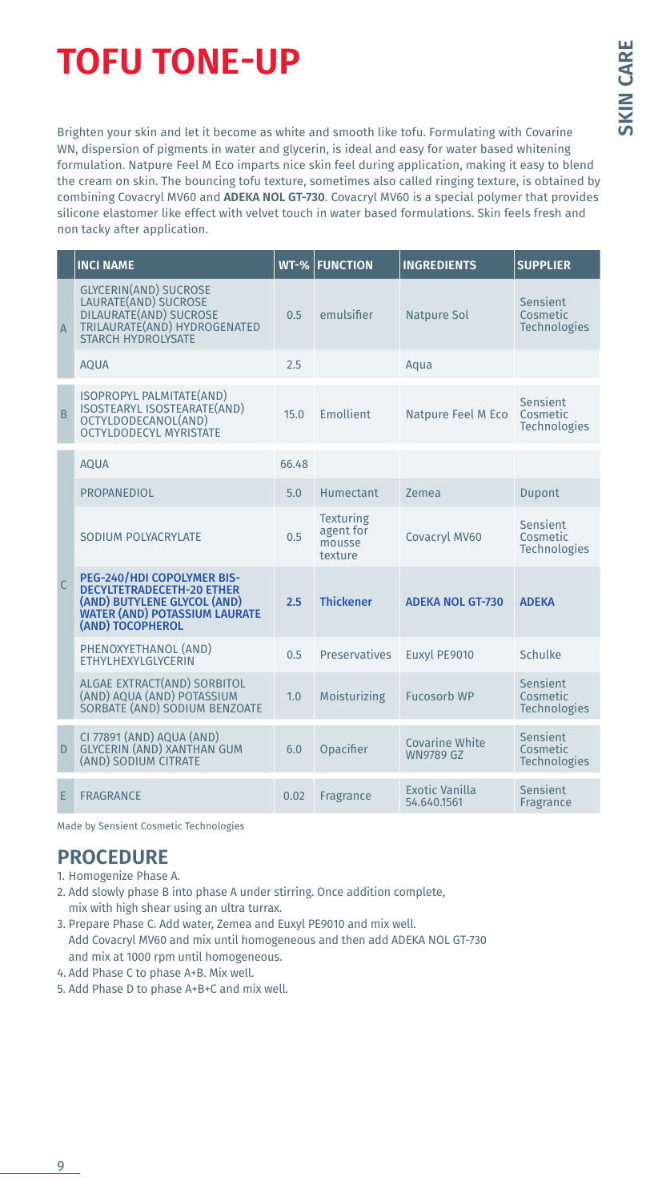# TOFU TONE-UP

Brighten your skin and let it become as white and smooth like tofu. Formulating with Covarine WN, dispersion of pigments in water and glycerin, is ideal and easy for water based whitening formulation. Natpure Feel M Eco imparts nice skin feel during application, making it easy to blend the cream on skin. The bouncing tofu texture, sometimes also called ringing texture, is obtained by combining Covacryl MV60 and **ADEKA NOL GT-730**. Covacryl MV60 is a special polymer that provides silicone elastomer like effect with velvet touch in water based formulations. Skin feels fresh and non tacky after application.

| | INCI NAME | WT-% | FUNCTION | INGREDIENTS | SUPPLIER |
|---|---|---|---|---|---|
| A | GLYCERIN(AND) SUCROSE LAURATE(AND) SUCROSE DILAURATE(AND) SUCROSE TRILAURATE(AND) HYDROGENATED STARCH HYDROLYSATE | 0.5 | emulsifier | Natpure Sol | Sensient Cosmetic Technologies |
| | AQUA | 2.5 | | Aqua | |
| B | ISOPROPYL PALMITATE(AND) ISOSTEARYL ISOSTEARATE(AND) OCTYLDODECANOL(AND) OCTYLDODECYL MYRISTATE | 15.0 | Emollient | Natpure Feel M Eco | Sensient Cosmetic Technologies |
| C | AQUA | 66.48 | | | |
| | PROPANEDIOL | 5.0 | Humectant | Zemea | Dupont |
| | SODIUM POLYACRYLATE | 0.5 | Texturing agent for mousse texture | Covacryl MV60 | Sensient Cosmetic Technologies |
| | **PEG-240/HDI COPOLYMER BIS-DECYLTETRADECETH-20 ETHER (AND) BUTYLENE GLYCOL (AND) WATER (AND) POTASSIUM LAURATE (AND) TOCOPHEROL** | **2.5** | **Thickener** | **ADEKA NOL GT-730** | **ADEKA** |
| | PHENOXYETHANOL (AND) ETHYLHEXYLGLYCERIN | 0.5 | Preservatives | Euxyl PE9010 | Schulke |
| | ALGAE EXTRACT(AND) SORBITOL (AND) AQUA (AND) POTASSIUM SORBATE (AND) SODIUM BENZOATE | 1.0 | Moisturizing | Fucosorb WP | Sensient Cosmetic Technologies |
| D | CI 77891 (AND) AQUA (AND) GLYCERIN (AND) XANTHAN GUM (AND) SODIUM CITRATE | 6.0 | Opacifier | Covarine White WN9789 GZ | Sensient Cosmetic Technologies |
| E | FRAGRANCE | 0.02 | Fragrance | Exotic Vanilla 54.640.1561 | Sensient Fragrance |

Made by Sensient Cosmetic Technologies

## PROCEDURE

1. Homogenize Phase A.
2. Add slowly phase B into phase A under stirring. Once addition complete, mix with high shear using an ultra turrax.
3. Prepare Phase C. Add water, Zemea and Euxyl PE9010 and mix well. Add Covacryl MV60 and mix until homogeneous and then add ADEKA NOL GT-730 and mix at 1000 rpm until homogeneous.
4. Add Phase C to phase A+B. Mix well.
5. Add Phase D to phase A+B+C and mix well.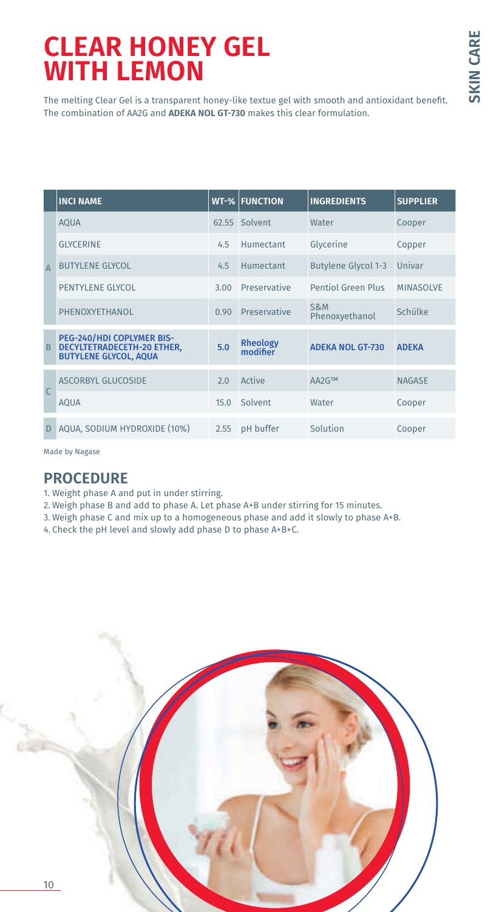# CLEAR HONEY GEL WITH LEMON

The melting Clear Gel is a transparent honey-like textue gel with smooth and antioxidant benefit. The combination of AA2G and **ADEKA NOL GT-730** makes this clear formulation.

| | INCI NAME | WT-% | FUNCTION | INGREDIENTS | SUPPLIER |
|---|---|---|---|---|---|
| A | AQUA | 62.55 | Solvent | Water | Cooper |
| | GLYCERINE | 4.5 | Humectant | Glycerine | Copper |
| | BUTYLENE GLYCOL | 4.5 | Humectant | Butylene Glycol 1-3 | Univar |
| | PENTYLENE GLYCOL | 3.00 | Preservative | Pentiol Green Plus | MINASOLVE |
| | PHENOXYETHANOL | 0.90 | Preservative | S&M Phenoxyethanol | Schülke |
| B | **PEG-240/HDI COPLYMER BIS-DECYLTETRADECETH-20 ETHER, BUTYLENE GLYCOL, AQUA** | **5.0** | **Rheology modifier** | **ADEKA NOL GT-730** | **ADEKA** |
| C | ASCORBYL GLUCOSIDE | 2.0 | Active | AA2G™ | NAGASE |
| | AQUA | 15.0 | Solvent | Water | Cooper |
| D | AQUA, SODIUM HYDROXIDE (10%) | 2.55 | pH buffer | Solution | Cooper |

Made by Nagase

## PROCEDURE

1. Weight phase A and put in under stirring.
2. Weigh phase B and add to phase A. Let phase A+B under stirring for 15 minutes.
3. Weigh phase C and mix up to a homogeneous phase and add it slowly to phase A+B.
4. Check the pH level and slowly add phase D to phase A+B+C.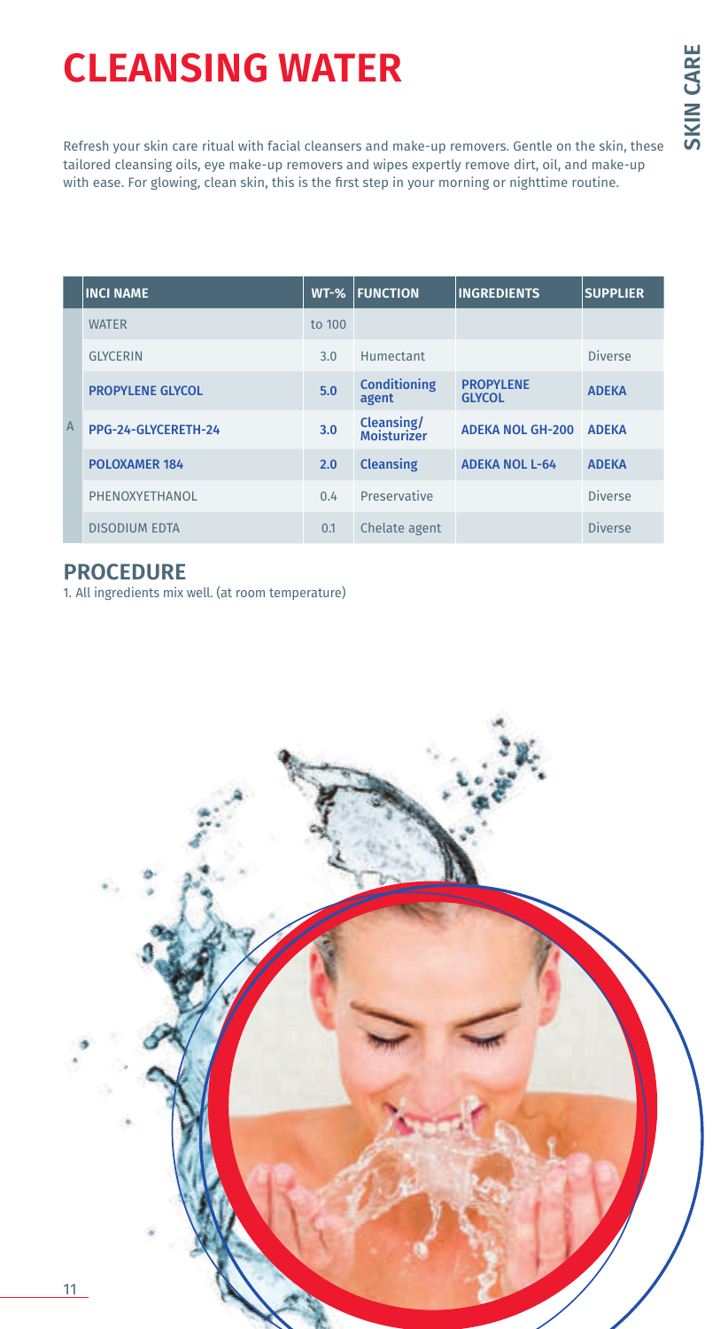# CLEANSING WATER

Refresh your skin care ritual with facial cleansers and make-up removers. Gentle on the skin, these tailored cleansing oils, eye make-up removers and wipes expertly remove dirt, oil, and make-up with ease. For glowing, clean skin, this is the first step in your morning or nighttime routine.

| | INCI NAME | WT-% | FUNCTION | INGREDIENTS | SUPPLIER |
|---|---|---|---|---|---|
| A | WATER | to 100 | | | |
| | GLYCERIN | 3.0 | Humectant | | Diverse |
| | **PROPYLENE GLYCOL** | **5.0** | **Conditioning agent** | **PROPYLENE GLYCOL** | **ADEKA** |
| | **PPG-24-GLYCERETH-24** | **3.0** | **Cleansing/ Moisturizer** | **ADEKA NOL GH-200** | **ADEKA** |
| | **POLOXAMER 184** | **2.0** | **Cleansing** | **ADEKA NOL L-64** | **ADEKA** |
| | PHENOXYETHANOL | 0.4 | Preservative | | Diverse |
| | DISODIUM EDTA | 0.1 | Chelate agent | | Diverse |

## PROCEDURE

1. All ingredients mix well. (at room temperature)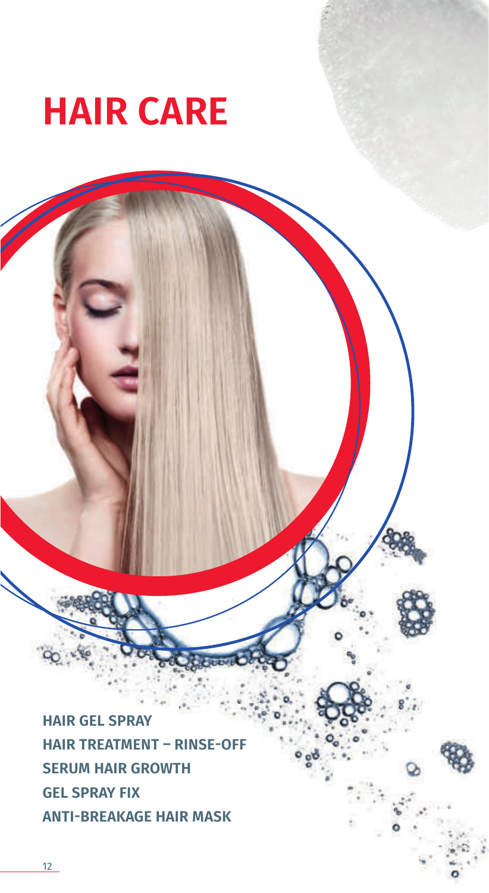# HAIR CARE

**HAIR GEL SPRAY**
**HAIR TREATMENT – RINSE-OFF**
**SERUM HAIR GROWTH**
**GEL SPRAY FIX**
**ANTI-BREAKAGE HAIR MASK**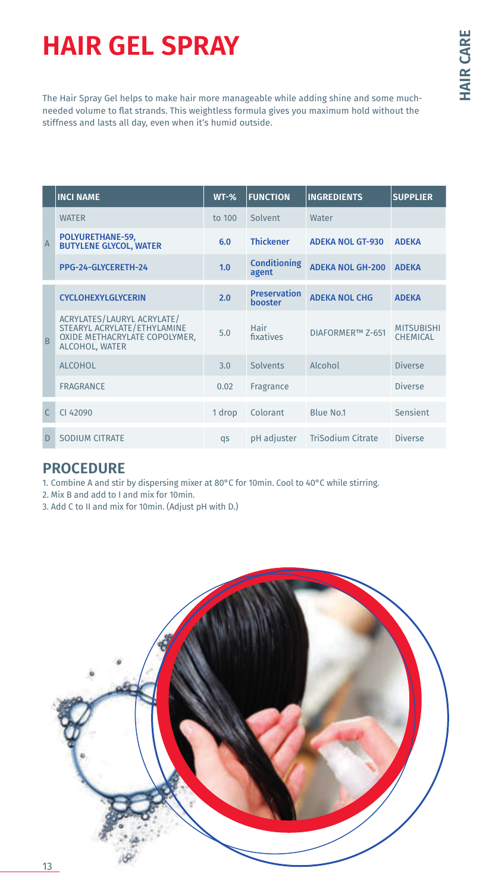# HAIR GEL SPRAY

The Hair Spray Gel helps to make hair more manageable while adding shine and some much-needed volume to flat strands. This weightless formula gives you maximum hold without the stiffness and lasts all day, even when it's humid outside.

| | INCI NAME | WT-% | FUNCTION | INGREDIENTS | SUPPLIER |
|---|---|---|---|---|---|
| A | WATER | to 100 | Solvent | Water | |
| | **POLYURETHANE-59, BUTYLENE GLYCOL, WATER** | **6.0** | **Thickener** | **ADEKA NOL GT-930** | **ADEKA** |
| | **PPG-24-GLYCERETH-24** | **1.0** | **Conditioning agent** | **ADEKA NOL GH-200** | **ADEKA** |
| B | **CYCLOHEXYLGLYCERIN** | **2.0** | **Preservation booster** | **ADEKA NOL CHG** | **ADEKA** |
| | ACRYLATES/LAURYL ACRYLATE/ STEARYL ACRYLATE/ETHYLAMINE OXIDE METHACRYLATE COPOLYMER, ALCOHOL, WATER | 5.0 | Hair fixatives | DIAFORMER™ Z-651 | MITSUBISHI CHEMICAL |
| | ALCOHOL | 3.0 | Solvents | Alcohol | Diverse |
| | FRAGRANCE | 0.02 | Fragrance | | Diverse |
| C | CI 42090 | 1 drop | Colorant | Blue No.1 | Sensient |
| D | SODIUM CITRATE | qs | pH adjuster | TriSodium Citrate | Diverse |

## PROCEDURE

1. Combine A and stir by dispersing mixer at 80°C for 10min. Cool to 40°C while stirring.
2. Mix B and add to I and mix for 10min.
3. Add C to II and mix for 10min. (Adjust pH with D.)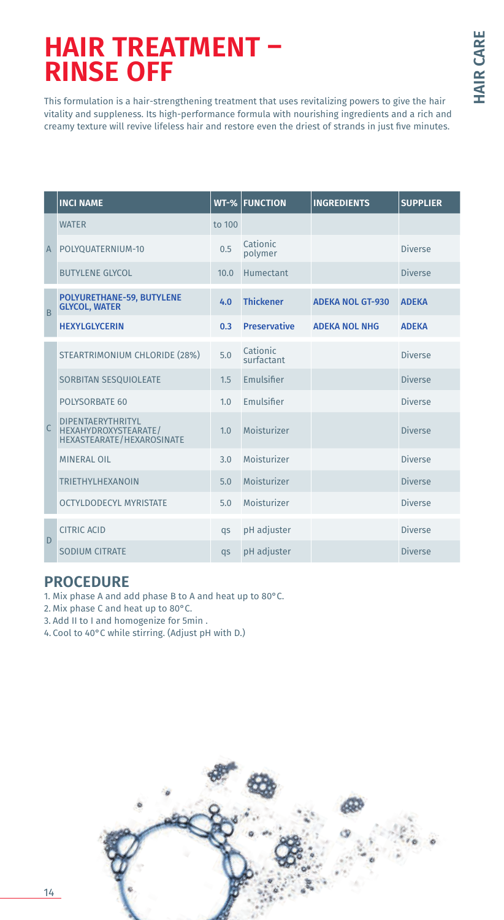# HAIR TREATMENT – RINSE OFF

This formulation is a hair-strengthening treatment that uses revitalizing powers to give the hair vitality and suppleness. Its high-performance formula with nourishing ingredients and a rich and creamy texture will revive lifeless hair and restore even the driest of strands in just five minutes.

| | INCI NAME | WT-% | FUNCTION | INGREDIENTS | SUPPLIER |
|---|---|---|---|---|---|
| A | WATER | to 100 | | | |
| | POLYQUATERNIUM-10 | 0.5 | Cationic polymer | | Diverse |
| | BUTYLENE GLYCOL | 10.0 | Humectant | | Diverse |
| B | **POLYURETHANE-59, BUTYLENE GLYCOL, WATER** | **4.0** | **Thickener** | **ADEKA NOL GT-930** | **ADEKA** |
| | **HEXYLGLYCERIN** | **0.3** | **Preservative** | **ADEKA NOL NHG** | **ADEKA** |
| C | STEARTRIMONIUM CHLORIDE (28%) | 5.0 | Cationic surfactant | | Diverse |
| | SORBITAN SESQUIOLEATE | 1.5 | Emulsifier | | Diverse |
| | POLYSORBATE 60 | 1.0 | Emulsifier | | Diverse |
| | DIPENTAERYTHRITYL HEXAHYDROXYSTEARATE/ HEXASTEARATE/HEXAROSINATE | 1.0 | Moisturizer | | Diverse |
| | MINERAL OIL | 3.0 | Moisturizer | | Diverse |
| | TRIETHYLHEXANOIN | 5.0 | Moisturizer | | Diverse |
| | OCTYLDODECYL MYRISTATE | 5.0 | Moisturizer | | Diverse |
| D | CITRIC ACID | qs | pH adjuster | | Diverse |
| | SODIUM CITRATE | qs | pH adjuster | | Diverse |

## PROCEDURE

1. Mix phase A and add phase B to A and heat up to 80°C.
2. Mix phase C and heat up to 80°C.
3. Add II to I and homogenize for 5min .
4. Cool to 40°C while stirring. (Adjust pH with D.)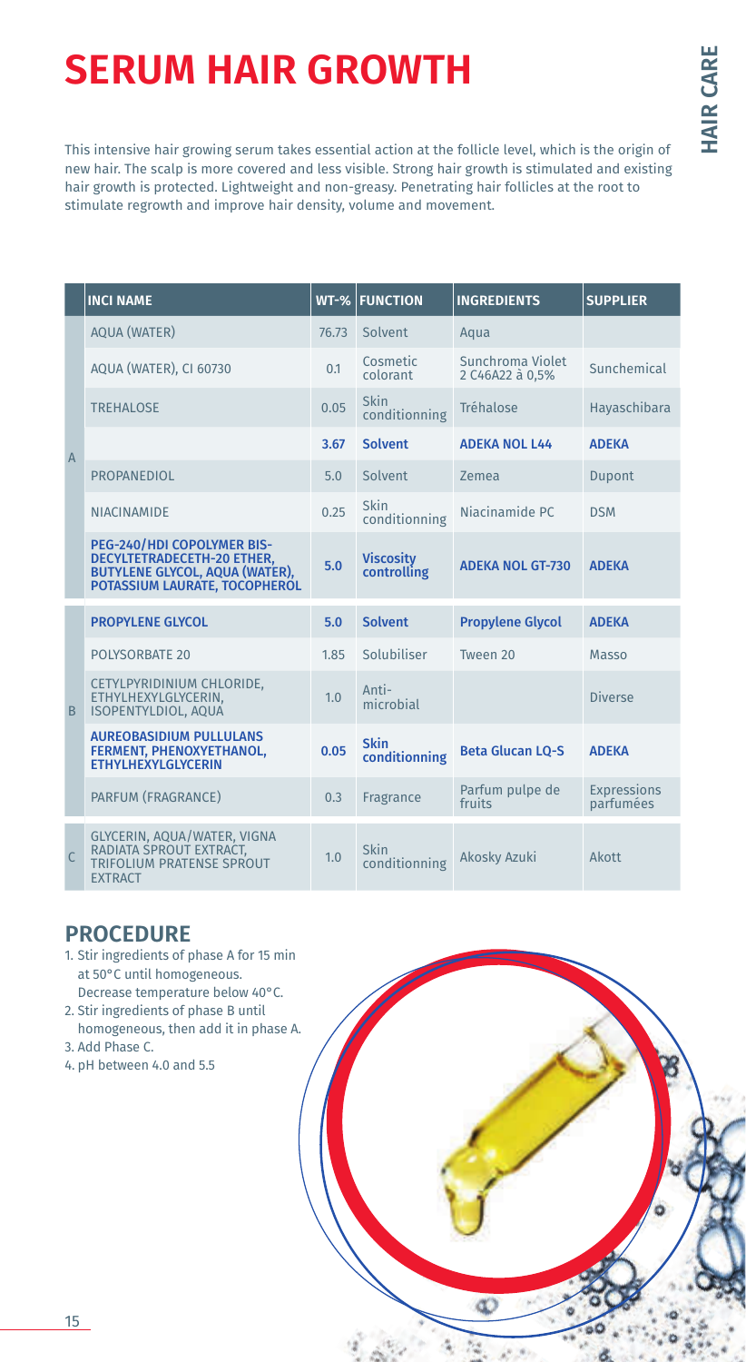# SERUM HAIR GROWTH

This intensive hair growing serum takes essential action at the follicle level, which is the origin of new hair. The scalp is more covered and less visible. Strong hair growth is stimulated and existing hair growth is protected. Lightweight and non-greasy. Penetrating hair follicles at the root to stimulate regrowth and improve hair density, volume and movement.

| | INCI NAME | WT-% | FUNCTION | INGREDIENTS | SUPPLIER |
|---|---|---|---|---|---|
| A | AQUA (WATER) | 76.73 | Solvent | Aqua | |
| | AQUA (WATER), CI 60730 | 0.1 | Cosmetic colorant | Sunchroma Violet 2 C46A22 à 0,5% | Sunchemical |
| | TREHALOSE | 0.05 | Skin conditionning | Tréhalose | Hayaschibara |
| | | **3.67** | **Solvent** | **ADEKA NOL L44** | **ADEKA** |
| | PROPANEDIOL | 5.0 | Solvent | Zemea | Dupont |
| | NIACINAMIDE | 0.25 | Skin conditionning | Niacinamide PC | DSM |
| | **PEG-240/HDI COPOLYMER BIS-DECYLTETRADECETH-20 ETHER, BUTYLENE GLYCOL, AQUA (WATER), POTASSIUM LAURATE, TOCOPHEROL** | **5.0** | **Viscosity controlling** | **ADEKA NOL GT-730** | **ADEKA** |
| B | **PROPYLENE GLYCOL** | **5.0** | **Solvent** | **Propylene Glycol** | **ADEKA** |
| | POLYSORBATE 20 | 1.85 | Solubiliser | Tween 20 | Masso |
| | CETYLPYRIDINIUM CHLORIDE, ETHYLHEXYLGLYCERIN, ISOPENTYLDIOL, AQUA | 1.0 | Anti-microbial | | Diverse |
| | **AUREOBASIDIUM PULLULANS FERMENT, PHENOXYETHANOL, ETHYLHEXYLGLYCERIN** | **0.05** | **Skin conditionning** | **Beta Glucan LQ-S** | **ADEKA** |
| | PARFUM (FRAGRANCE) | 0.3 | Fragrance | Parfum pulpe de fruits | Expressions parfumées |
| C | GLYCERIN, AQUA/WATER, VIGNA RADIATA SPROUT EXTRACT, TRIFOLIUM PRATENSE SPROUT EXTRACT | 1.0 | Skin conditionning | Akosky Azuki | Akott |

## PROCEDURE

1. Stir ingredients of phase A for 15 min at 50°C until homogeneous. Decrease temperature below 40°C.
2. Stir ingredients of phase B until homogeneous, then add it in phase A.
3. Add Phase C.
4. pH between 4.0 and 5.5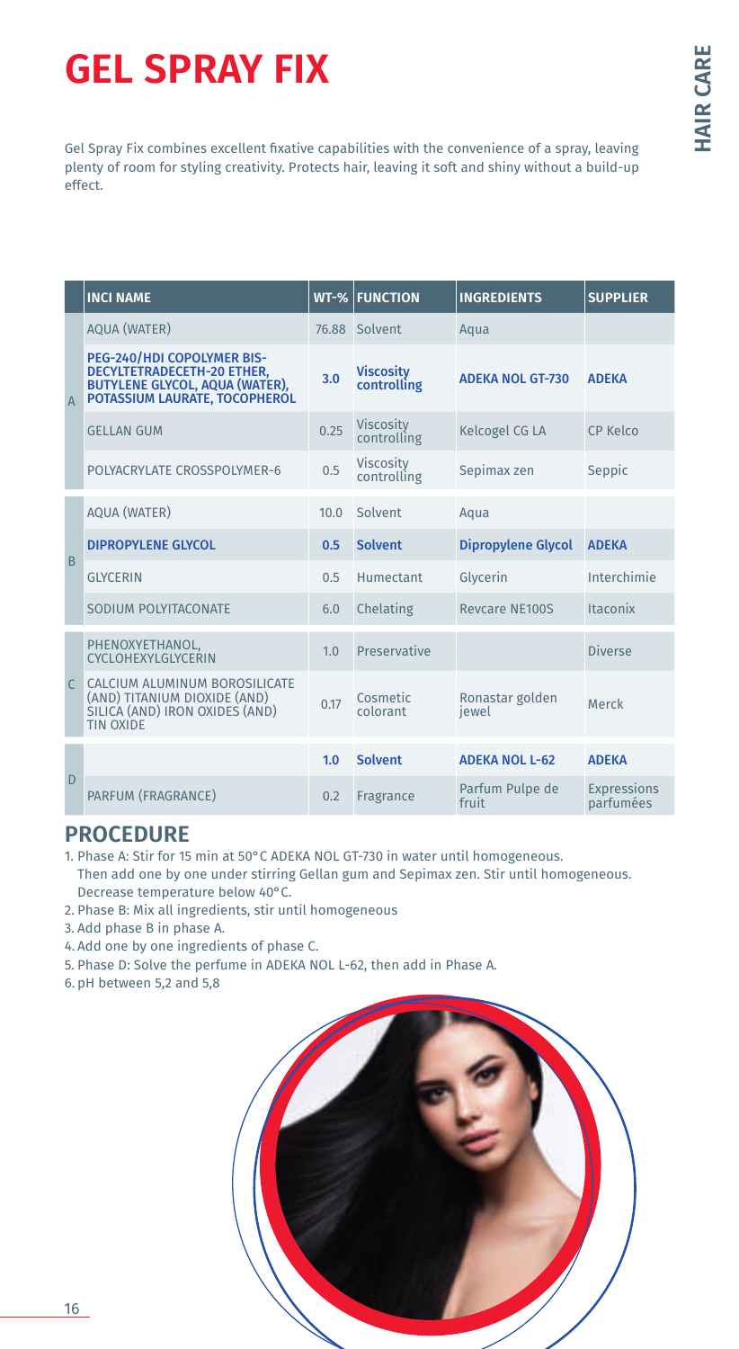# GEL SPRAY FIX

Gel Spray Fix combines excellent fixative capabilities with the convenience of a spray, leaving plenty of room for styling creativity. Protects hair, leaving it soft and shiny without a build-up effect.

| | INCI NAME | WT-% | FUNCTION | INGREDIENTS | SUPPLIER |
|---|---|---|---|---|---|
| A | AQUA (WATER) | 76.88 | Solvent | Aqua | |
| | **PEG-240/HDI COPOLYMER BIS-DECYLTETRADECETH-20 ETHER, BUTYLENE GLYCOL, AQUA (WATER), POTASSIUM LAURATE, TOCOPHEROL** | **3.0** | **Viscosity controlling** | **ADEKA NOL GT-730** | **ADEKA** |
| | GELLAN GUM | 0.25 | Viscosity controlling | Kelcogel CG LA | CP Kelco |
| | POLYACRYLATE CROSSPOLYMER-6 | 0.5 | Viscosity controlling | Sepimax zen | Seppic |
| B | AQUA (WATER) | 10.0 | Solvent | Aqua | |
| | **DIPROPYLENE GLYCOL** | **0.5** | **Solvent** | **Dipropylene Glycol** | **ADEKA** |
| | GLYCERIN | 0.5 | Humectant | Glycerin | Interchimie |
| | SODIUM POLYITACONATE | 6.0 | Chelating | Revcare NE100S | Itaconix |
| C | PHENOXYETHANOL, CYCLOHEXYLGLYCERIN | 1.0 | Preservative | | Diverse |
| | CALCIUM ALUMINUM BOROSILICATE (AND) TITANIUM DIOXIDE (AND) SILICA (AND) IRON OXIDES (AND) TIN OXIDE | 0.17 | Cosmetic colorant | Ronastar golden jewel | Merck |
| D | | **1.0** | **Solvent** | **ADEKA NOL L-62** | **ADEKA** |
| | PARFUM (FRAGRANCE) | 0.2 | Fragrance | Parfum Pulpe de fruit | Expressions parfumées |

## PROCEDURE

1. Phase A: Stir for 15 min at 50°C ADEKA NOL GT-730 in water until homogeneous. Then add one by one under stirring Gellan gum and Sepimax zen. Stir until homogeneous. Decrease temperature below 40°C.
2. Phase B: Mix all ingredients, stir until homogeneous
3. Add phase B in phase A.
4. Add one by one ingredients of phase C.
5. Phase D: Solve the perfume in ADEKA NOL L-62, then add in Phase A.
6. pH between 5,2 and 5,8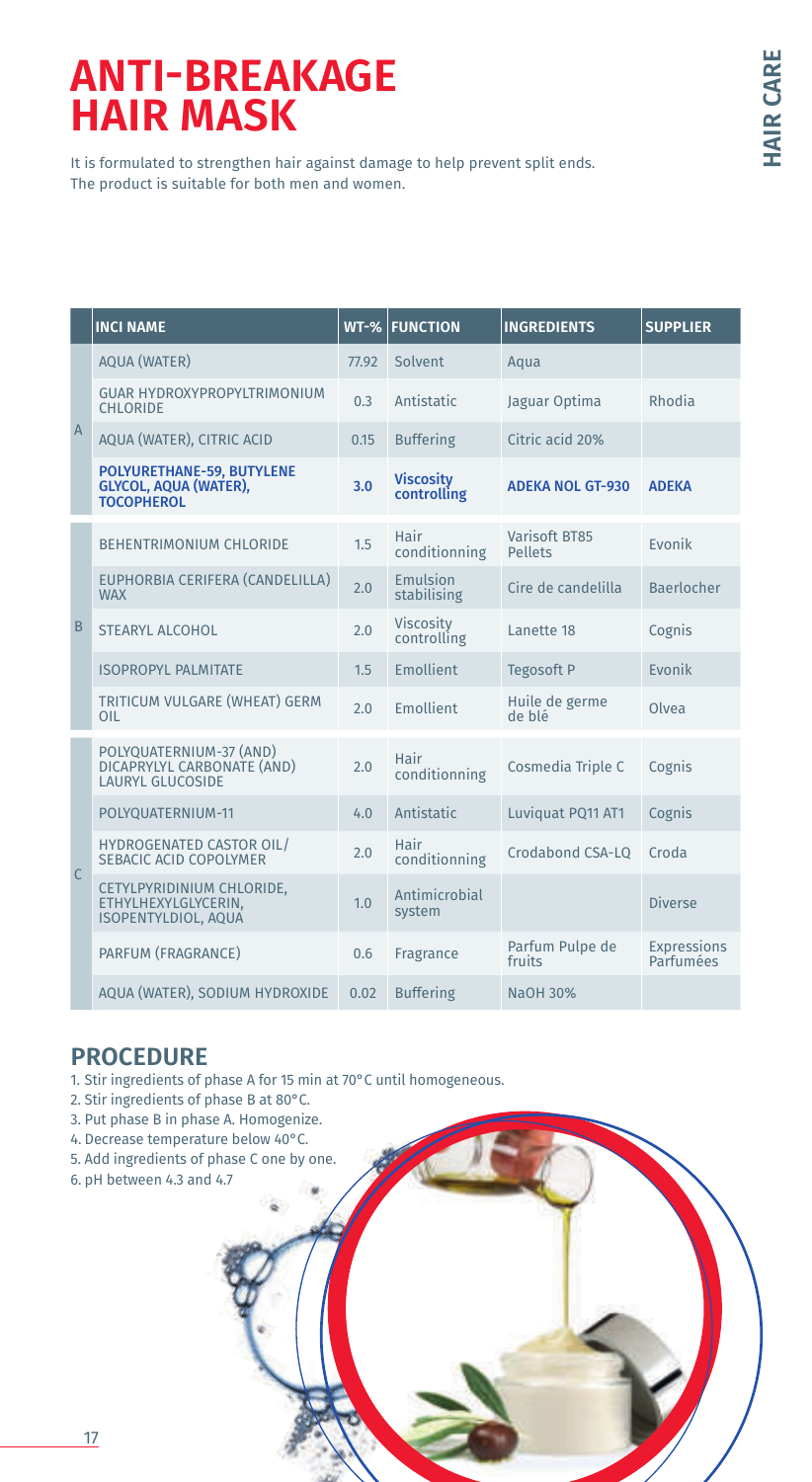# ANTI-BREAKAGE HAIR MASK

It is formulated to strengthen hair against damage to help prevent split ends.
The product is suitable for both men and women.

| | INCI NAME | WT-% | FUNCTION | INGREDIENTS | SUPPLIER |
|---|---|---|---|---|---|
| A | AQUA (WATER) | 77.92 | Solvent | Aqua | |
| | GUAR HYDROXYPROPYLTRIMONIUM CHLORIDE | 0.3 | Antistatic | Jaguar Optima | Rhodia |
| | AQUA (WATER), CITRIC ACID | 0.15 | Buffering | Citric acid 20% | |
| | **POLYURETHANE-59, BUTYLENE GLYCOL, AQUA (WATER), TOCOPHEROL** | **3.0** | **Viscosity controlling** | **ADEKA NOL GT-930** | **ADEKA** |
| B | BEHENTRIMONIUM CHLORIDE | 1.5 | Hair conditionning | Varisoft BT85 Pellets | Evonik |
| | EUPHORBIA CERIFERA (CANDELILLA) WAX | 2.0 | Emulsion stabilising | Cire de candelilla | Baerlocher |
| | STEARYL ALCOHOL | 2.0 | Viscosity controlling | Lanette 18 | Cognis |
| | ISOPROPYL PALMITATE | 1.5 | Emollient | Tegosoft P | Evonik |
| | TRITICUM VULGARE (WHEAT) GERM OIL | 2.0 | Emollient | Huile de germe de blé | Olvea |
| C | POLYQUATERNIUM-37 (AND) DICAPRYLYL CARBONATE (AND) LAURYL GLUCOSIDE | 2.0 | Hair conditionning | Cosmedia Triple C | Cognis |
| | POLYQUATERNIUM-11 | 4.0 | Antistatic | Luviquat PQ11 AT1 | Cognis |
| | HYDROGENATED CASTOR OIL/ SEBACIC ACID COPOLYMER | 2.0 | Hair conditionning | Crodabond CSA-LQ | Croda |
| | CETYLPYRIDINIUM CHLORIDE, ETHYLHEXYLGLYCERIN, ISOPENTYLDIOL, AQUA | 1.0 | Antimicrobial system | | Diverse |
| | PARFUM (FRAGRANCE) | 0.6 | Fragrance | Parfum Pulpe de fruits | Expressions Parfumées |
| | AQUA (WATER), SODIUM HYDROXIDE | 0.02 | Buffering | NaOH 30% | |

## PROCEDURE

1. Stir ingredients of phase A for 15 min at 70°C until homogeneous.
2. Stir ingredients of phase B at 80°C.
3. Put phase B in phase A. Homogenize.
4. Decrease temperature below 40°C.
5. Add ingredients of phase C one by one.
6. pH between 4.3 and 4.7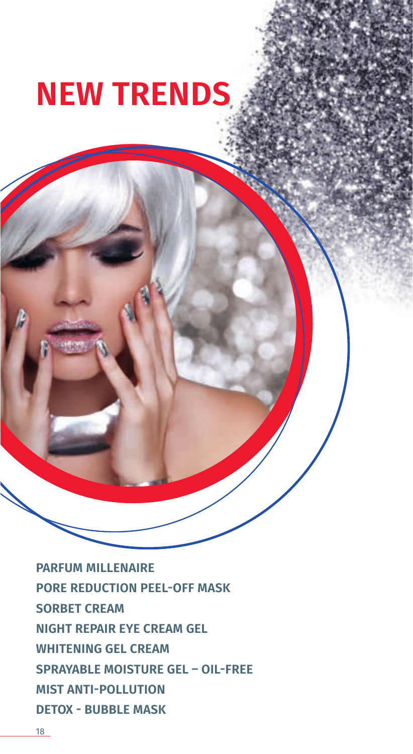# NEW TRENDS

**PARFUM MILLENAIRE**
**PORE REDUCTION PEEL-OFF MASK**
**SORBET CREAM**
**NIGHT REPAIR EYE CREAM GEL**
**WHITENING GEL CREAM**
**SPRAYABLE MOISTURE GEL – OIL-FREE**
**MIST ANTI-POLLUTION**
**DETOX - BUBBLE MASK**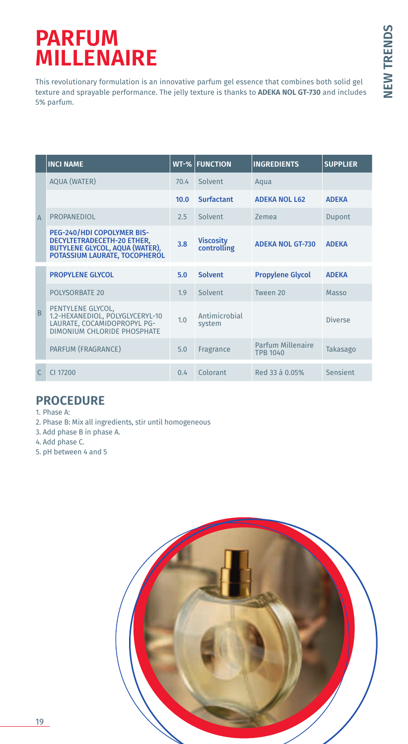# PARFUM MILLENAIRE

This revolutionary formulation is an innovative parfum gel essence that combines both solid gel texture and sprayable performance. The jelly texture is thanks to **ADEKA NOL GT-730** and includes 5% parfum.

| | INCI NAME | WT-% | FUNCTION | INGREDIENTS | SUPPLIER |
|---|---|---|---|---|---|
| A | AQUA (WATER) | 70.4 | Solvent | Aqua | |
| | | **10.0** | **Surfactant** | **ADEKA NOL L62** | **ADEKA** |
| | PROPANEDIOL | 2.5 | Solvent | Zemea | Dupont |
| | **PEG-240/HDI COPOLYMER BIS-DECYLTETRADECETH-20 ETHER, BUTYLENE GLYCOL, AQUA (WATER), POTASSIUM LAURATE, TOCOPHEROL** | **3.8** | **Viscosity controlling** | **ADEKA NOL GT-730** | **ADEKA** |
| B | **PROPYLENE GLYCOL** | **5.0** | **Solvent** | **Propylene Glycol** | **ADEKA** |
| | POLYSORBATE 20 | 1.9 | Solvent | Tween 20 | Masso |
| | PENTYLENE GLYCOL, 1.2-HEXANEDIOL, POLYGLYCERYL-10 LAURATE, COCAMIDOPROPYL PG-DIMONIUM CHLORIDE PHOSPHATE | 1.0 | Antimicrobial system | | Diverse |
| | PARFUM (FRAGRANCE) | 5.0 | Fragrance | Parfum Millenaire TPB 1040 | Takasago |
| C | CI 17200 | 0.4 | Colorant | Red 33 à 0.05% | Sensient |

## PROCEDURE

1. Phase A:
2. Phase B: Mix all ingredients, stir until homogeneous
3. Add phase B in phase A.
4. Add phase C.
5. pH between 4 and 5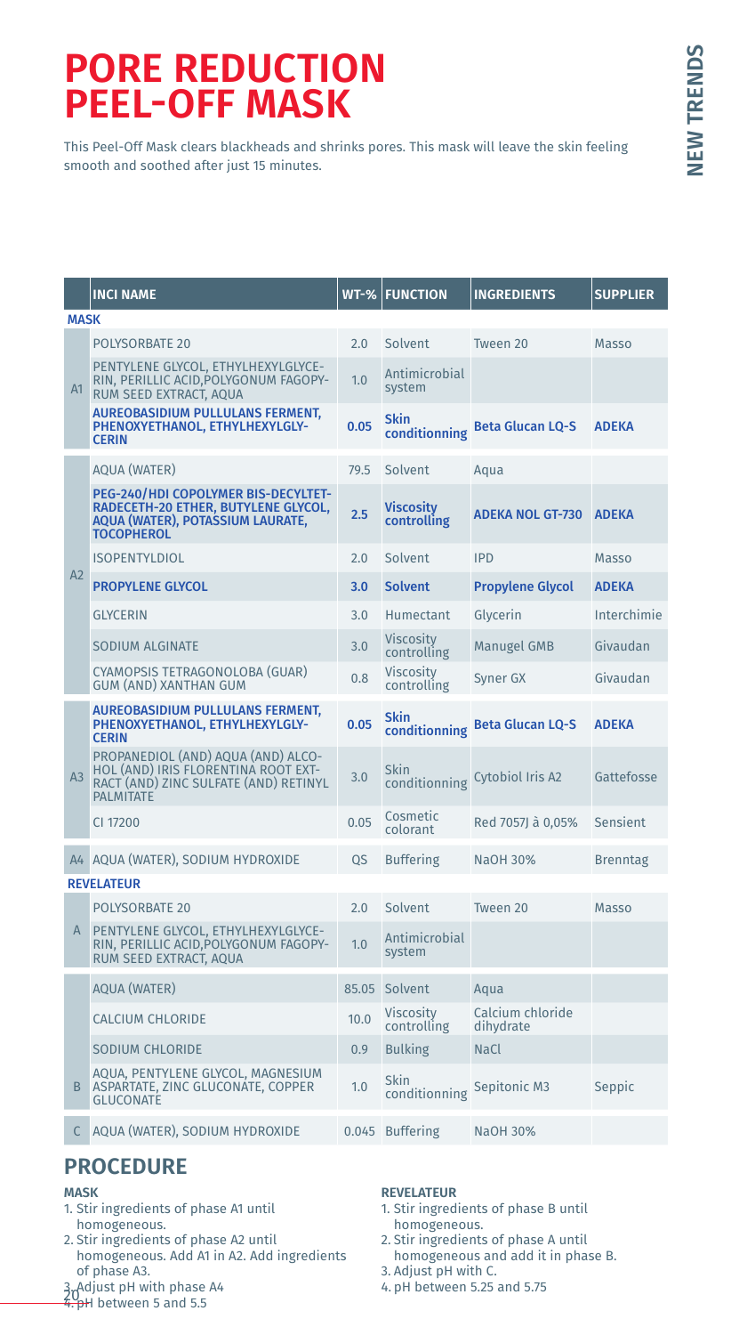# PORE REDUCTION PEEL-OFF MASK

This Peel-Off Mask clears blackheads and shrinks pores. This mask will leave the skin feeling smooth and soothed after just 15 minutes.

| | INCI NAME | WT-% | FUNCTION | INGREDIENTS | SUPPLIER |
|---|---|---|---|---|---|
| **MASK** | | | | | |
| A1 | POLYSORBATE 20 | 2.0 | Solvent | Tween 20 | Masso |
| | PENTYLENE GLYCOL, ETHYLHEXYLGLYCERIN, PERILLIC ACID,POLYGONUM FAGOPYRUM SEED EXTRACT, AQUA | 1.0 | Antimicrobial system | | |
| | **AUREOBASIDIUM PULLULANS FERMENT, PHENOXYETHANOL, ETHYLHEXYLGLYCERIN** | **0.05** | **Skin conditionning** | **Beta Glucan LQ-S** | **ADEKA** |
| A2 | AQUA (WATER) | 79.5 | Solvent | Aqua | |
| | **PEG-240/HDI COPOLYMER BIS-DECYLTETRADECETH-20 ETHER, BUTYLENE GLYCOL, AQUA (WATER), POTASSIUM LAURATE, TOCOPHEROL** | **2.5** | **Viscosity controlling** | **ADEKA NOL GT-730** | **ADEKA** |
| | ISOPENTYLDIOL | 2.0 | Solvent | IPD | Masso |
| | **PROPYLENE GLYCOL** | **3.0** | **Solvent** | **Propylene Glycol** | **ADEKA** |
| | GLYCERIN | 3.0 | Humectant | Glycerin | Interchimie |
| | SODIUM ALGINATE | 3.0 | Viscosity controlling | Manugel GMB | Givaudan |
| | CYAMOPSIS TETRAGONOLOBA (GUAR) GUM (AND) XANTHAN GUM | 0.8 | Viscosity controlling | Syner GX | Givaudan |
| A3 | **AUREOBASIDIUM PULLULANS FERMENT, PHENOXYETHANOL, ETHYLHEXYLGLYCERIN** | **0.05** | **Skin conditionning** | **Beta Glucan LQ-S** | **ADEKA** |
| | PROPANEDIOL (AND) AQUA (AND) ALCOHOL (AND) IRIS FLORENTINA ROOT EXTRACT (AND) ZINC SULFATE (AND) RETINYL PALMITATE | 3.0 | Skin conditionning | Cytobiol Iris A2 | Gattefosse |
| | CI 17200 | 0.05 | Cosmetic colorant | Red 7057J à 0,05% | Sensient |
| A4 | AQUA (WATER), SODIUM HYDROXIDE | QS | Buffering | NaOH 30% | Brenntag |
| **REVELATEUR** | | | | | |
| A | POLYSORBATE 20 | 2.0 | Solvent | Tween 20 | Masso |
| | PENTYLENE GLYCOL, ETHYLHEXYLGLYCERIN, PERILLIC ACID,POLYGONUM FAGOPYRUM SEED EXTRACT, AQUA | 1.0 | Antimicrobial system | | |
| B | AQUA (WATER) | 85.05 | Solvent | Aqua | |
| | CALCIUM CHLORIDE | 10.0 | Viscosity controlling | Calcium chloride dihydrate | |
| | SODIUM CHLORIDE | 0.9 | Bulking | NaCl | |
| | AQUA, PENTYLENE GLYCOL, MAGNESIUM ASPARTATE, ZINC GLUCONATE, COPPER GLUCONATE | 1.0 | Skin conditionning | Sepitonic M3 | Seppic |
| C | AQUA (WATER), SODIUM HYDROXIDE | 0.045 | Buffering | NaOH 30% | |

## PROCEDURE

**MASK**

1. Stir ingredients of phase A1 until homogeneous.
2. Stir ingredients of phase A2 until homogeneous. Add A1 in A2. Add ingredients of phase A3.
3. Adjust pH with phase A4
4. pH between 5 and 5.5

**REVELATEUR**

1. Stir ingredients of phase B until homogeneous.
2. Stir ingredients of phase A until homogeneous and add it in phase B.
3. Adjust pH with C.
4. pH between 5.25 and 5.75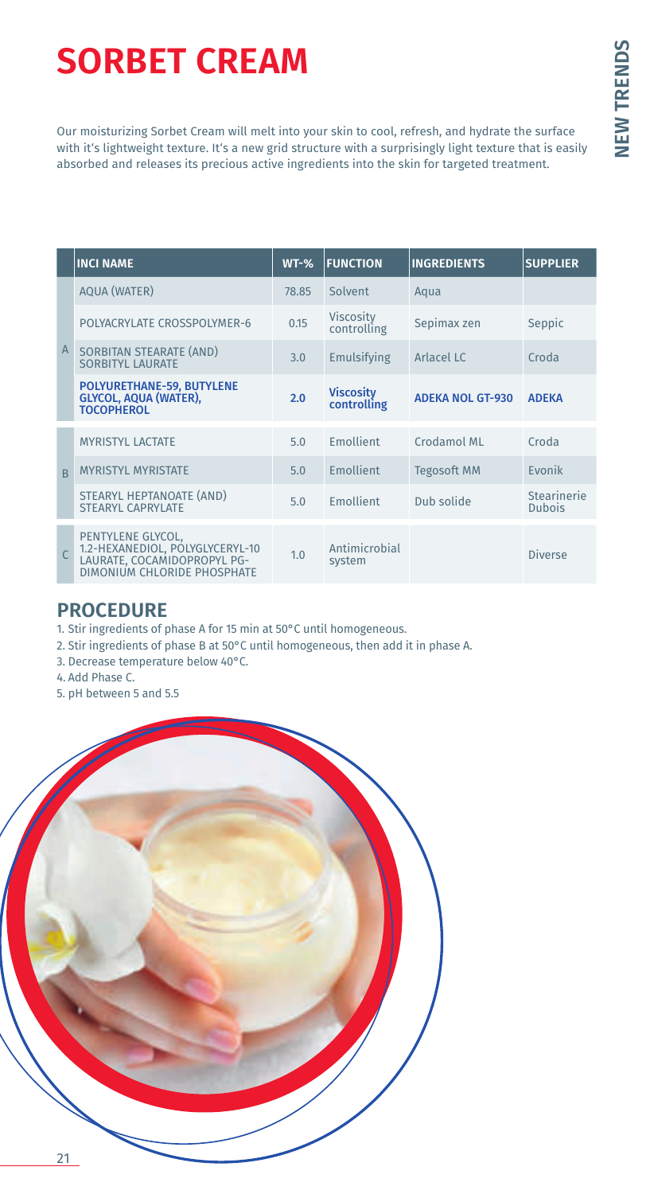# SORBET CREAM

Our moisturizing Sorbet Cream will melt into your skin to cool, refresh, and hydrate the surface with it's lightweight texture. It's a new grid structure with a surprisingly light texture that is easily absorbed and releases its precious active ingredients into the skin for targeted treatment.

| | INCI NAME | WT-% | FUNCTION | INGREDIENTS | SUPPLIER |
|---|---|---|---|---|---|
| A | AQUA (WATER) | 78.85 | Solvent | Aqua | |
| | POLYACRYLATE CROSSPOLYMER-6 | 0.15 | Viscosity controlling | Sepimax zen | Seppic |
| | SORBITAN STEARATE (AND) SORBITYL LAURATE | 3.0 | Emulsifying | Arlacel LC | Croda |
| | **POLYURETHANE-59, BUTYLENE GLYCOL, AQUA (WATER), TOCOPHEROL** | **2.0** | **Viscosity controlling** | **ADEKA NOL GT-930** | **ADEKA** |
| B | MYRISTYL LACTATE | 5.0 | Emollient | Crodamol ML | Croda |
| | MYRISTYL MYRISTATE | 5.0 | Emollient | Tegosoft MM | Evonik |
| | STEARYL HEPTANOATE (AND) STEARYL CAPRYLATE | 5.0 | Emollient | Dub solide | Stearinerie Dubois |
| C | PENTYLENE GLYCOL, 1.2-HEXANEDIOL, POLYGLYCERYL-10 LAURATE, COCAMIDOPROPYL PG-DIMONIUM CHLORIDE PHOSPHATE | 1.0 | Antimicrobial system | | Diverse |

## PROCEDURE

1. Stir ingredients of phase A for 15 min at 50°C until homogeneous.
2. Stir ingredients of phase B at 50°C until homogeneous, then add it in phase A.
3. Decrease temperature below 40°C.
4. Add Phase C.
5. pH between 5 and 5.5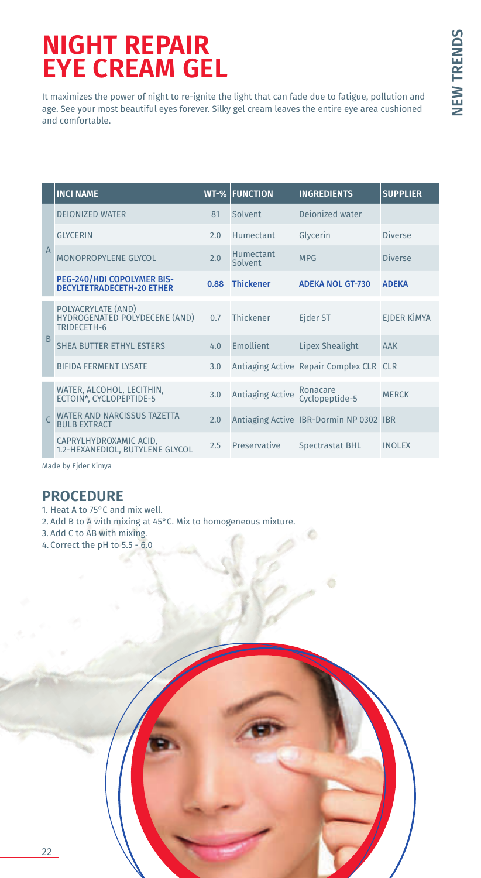# NIGHT REPAIR EYE CREAM GEL

It maximizes the power of night to re-ignite the light that can fade due to fatigue, pollution and age. See your most beautiful eyes forever. Silky gel cream leaves the entire eye area cushioned and comfortable.

| | INCI NAME | WT-% | FUNCTION | INGREDIENTS | SUPPLIER |
|---|---|---|---|---|---|
| A | DEIONIZED WATER | 81 | Solvent | Deionized water | |
| | GLYCERIN | 2.0 | Humectant | Glycerin | Diverse |
| | MONOPROPYLENE GLYCOL | 2.0 | Humectant Solvent | MPG | Diverse |
| | **PEG-240/HDI COPOLYMER BIS-DECYLTETRADECETH-20 ETHER** | **0.88** | **Thickener** | **ADEKA NOL GT-730** | **ADEKA** |
| B | POLYACRYLATE (AND) HYDROGENATED POLYDECENE (AND) TRIDECETH-6 | 0.7 | Thickener | Ejder ST | EJDER KİMYA |
| | SHEA BUTTER ETHYL ESTERS | 4.0 | Emollient | Lipex Shealight | AAK |
| | BIFIDA FERMENT LYSATE | 3.0 | Antiaging Active | Repair Complex CLR | CLR |
| C | WATER, ALCOHOL, LECITHIN, ECTOIN*, CYCLOPEPTIDE-5 | 3.0 | Antiaging Active | Ronacare Cyclopeptide-5 | MERCK |
| | WATER AND NARCISSUS TAZETTA BULB EXTRACT | 2.0 | Antiaging Active | IBR-Dormin NP 0302 | IBR |
| | CAPRYLHYDROXAMIC ACID, 1.2-HEXANEDIOL, BUTYLENE GLYCOL | 2.5 | Preservative | Spectrastat BHL | INOLEX |

Made by Ejder Kimya

## PROCEDURE

1. Heat A to 75°C and mix well.
2. Add B to A with mixing at 45°C. Mix to homogeneous mixture.
3. Add C to AB with mixing.
4. Correct the pH to 5.5 - 6.0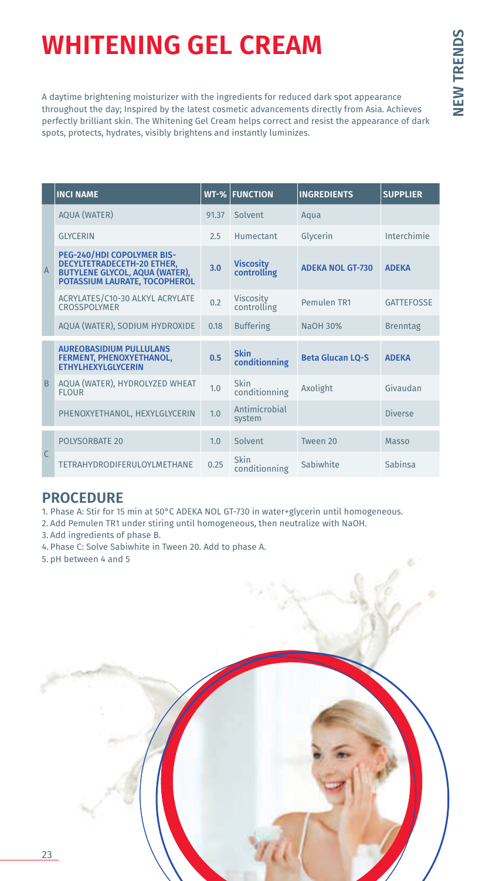# WHITENING GEL CREAM

A daytime brightening moisturizer with the ingredients for reduced dark spot appearance throughout the day; Inspired by the latest cosmetic advancements directly from Asia. Achieves perfectly brilliant skin. The Whitening Gel Cream helps correct and resist the appearance of dark spots, protects, hydrates, visibly brightens and instantly luminizes.

| | INCI NAME | WT-% | FUNCTION | INGREDIENTS | SUPPLIER |
|---|---|---|---|---|---|
| A | AQUA (WATER) | 91.37 | Solvent | Aqua | |
| | GLYCERIN | 2.5 | Humectant | Glycerin | Interchimie |
| | **PEG-240/HDI COPOLYMER BIS-DECYLTETRADECETH-20 ETHER, BUTYLENE GLYCOL, AQUA (WATER), POTASSIUM LAURATE, TOCOPHEROL** | **3.0** | **Viscosity controlling** | **ADEKA NOL GT-730** | **ADEKA** |
| | ACRYLATES/C10-30 ALKYL ACRYLATE CROSSPOLYMER | 0.2 | Viscosity controlling | Pemulen TR1 | GATTEFOSSE |
| | AQUA (WATER), SODIUM HYDROXIDE | 0.18 | Buffering | NaOH 30% | Brenntag |
| B | **AUREOBASIDIUM PULLULANS FERMENT, PHENOXYETHANOL, ETHYLHEXYLGLYCERIN** | **0.5** | **Skin conditionning** | **Beta Glucan LQ-S** | **ADEKA** |
| | AQUA (WATER), HYDROLYZED WHEAT FLOUR | 1.0 | Skin conditionning | Axolight | Givaudan |
| | PHENOXYETHANOL, HEXYLGLYCERIN | 1.0 | Antimicrobial system | | Diverse |
| C | POLYSORBATE 20 | 1.0 | Solvent | Tween 20 | Masso |
| | TETRAHYDRODIFERULOYLMETHANE | 0.25 | Skin conditionning | Sabiwhite | Sabinsa |

## PROCEDURE

1. Phase A: Stir for 15 min at 50°C ADEKA NOL GT-730 in water+glycerin until homogeneous.
2. Add Pemulen TR1 under stiring until homogeneous, then neutralize with NaOH.
3. Add ingredients of phase B.
4. Phase C: Solve Sabiwhite in Tween 20. Add to phase A.
5. pH between 4 and 5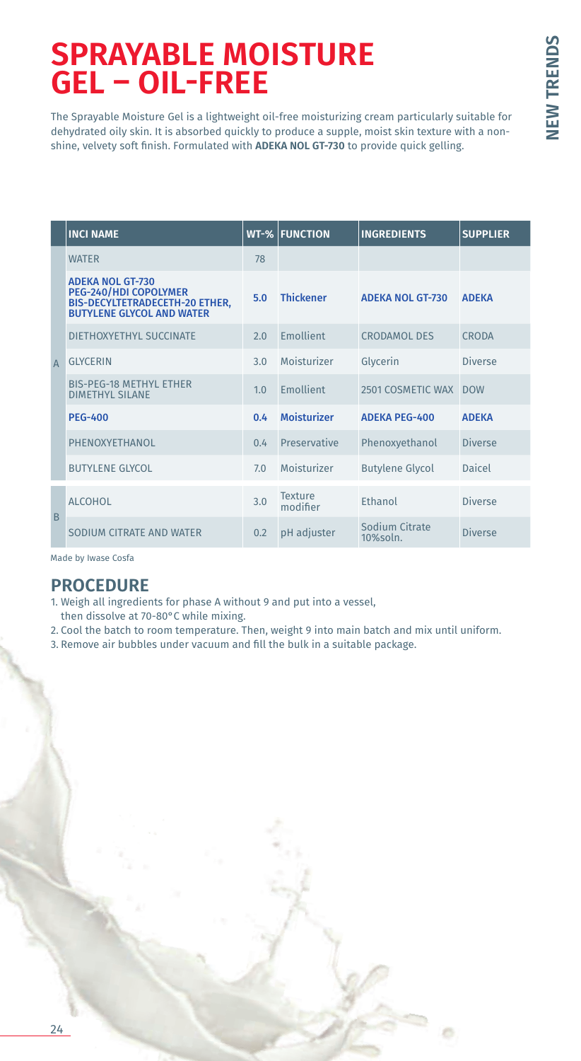# SPRAYABLE MOISTURE GEL – OIL-FREE

The Sprayable Moisture Gel is a lightweight oil-free moisturizing cream particularly suitable for dehydrated oily skin. It is absorbed quickly to produce a supple, moist skin texture with a non-shine, velvety soft finish. Formulated with **ADEKA NOL GT-730** to provide quick gelling.

| | INCI NAME | WT-% | FUNCTION | INGREDIENTS | SUPPLIER |
|---|---|---|---|---|---|
| A | WATER | 78 | | | |
| | **ADEKA NOL GT-730 PEG-240/HDI COPOLYMER BIS-DECYLTETRADECETH-20 ETHER, BUTYLENE GLYCOL AND WATER** | **5.0** | **Thickener** | **ADEKA NOL GT-730** | **ADEKA** |
| | DIETHOXYETHYL SUCCINATE | 2.0 | Emollient | CRODAMOL DES | CRODA |
| | GLYCERIN | 3.0 | Moisturizer | Glycerin | Diverse |
| | BIS-PEG-18 METHYL ETHER DIMETHYL SILANE | 1.0 | Emollient | 2501 COSMETIC WAX | DOW |
| | **PEG-400** | **0.4** | **Moisturizer** | **ADEKA PEG-400** | **ADEKA** |
| | PHENOXYETHANOL | 0.4 | Preservative | Phenoxyethanol | Diverse |
| | BUTYLENE GLYCOL | 7.0 | Moisturizer | Butylene Glycol | Daicel |
| B | ALCOHOL | 3.0 | Texture modifier | Ethanol | Diverse |
| | SODIUM CITRATE AND WATER | 0.2 | pH adjuster | Sodium Citrate 10%soln. | Diverse |

Made by Iwase Cosfa

## PROCEDURE

1. Weigh all ingredients for phase A without 9 and put into a vessel, then dissolve at 70-80°C while mixing.
2. Cool the batch to room temperature. Then, weight 9 into main batch and mix until uniform.
3. Remove air bubbles under vacuum and fill the bulk in a suitable package.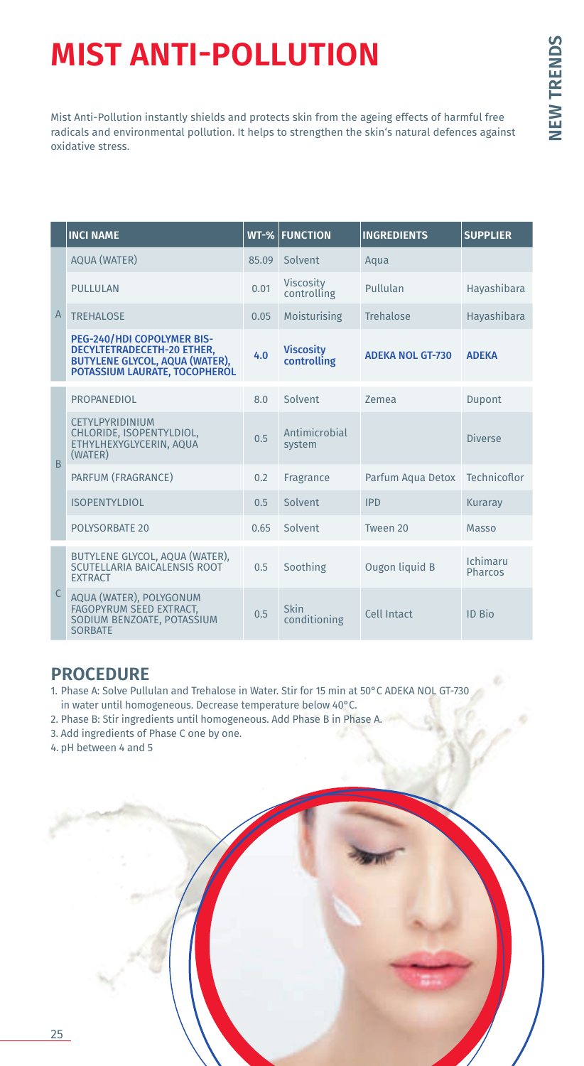# MIST ANTI-POLLUTION

Mist Anti-Pollution instantly shields and protects skin from the ageing effects of harmful free radicals and environmental pollution. It helps to strengthen the skin's natural defences against oxidative stress.

| | INCI NAME | WT-% | FUNCTION | INGREDIENTS | SUPPLIER |
|---|---|---|---|---|---|
| A | AQUA (WATER) | 85.09 | Solvent | Aqua | |
| | PULLULAN | 0.01 | Viscosity controlling | Pullulan | Hayashibara |
| | TREHALOSE | 0.05 | Moisturising | Trehalose | Hayashibara |
| | **PEG-240/HDI COPOLYMER BIS-DECYLTETRADECETH-20 ETHER, BUTYLENE GLYCOL, AQUA (WATER), POTASSIUM LAURATE, TOCOPHEROL** | **4.0** | **Viscosity controlling** | **ADEKA NOL GT-730** | **ADEKA** |
| B | PROPANEDIOL | 8.0 | Solvent | Zemea | Dupont |
| | CETYLPYRIDINIUM CHLORIDE, ISOPENTYLDIOL, ETHYLHEXYGLYCERIN, AQUA (WATER) | 0.5 | Antimicrobial system | | Diverse |
| | PARFUM (FRAGRANCE) | 0.2 | Fragrance | Parfum Aqua Detox | Technicoflor |
| | ISOPENTYLDIOL | 0.5 | Solvent | IPD | Kuraray |
| | POLYSORBATE 20 | 0.65 | Solvent | Tween 20 | Masso |
| C | BUTYLENE GLYCOL, AQUA (WATER), SCUTELLARIA BAICALENSIS ROOT EXTRACT | 0.5 | Soothing | Ougon liquid B | Ichimaru Pharcos |
| | AQUA (WATER), POLYGONUM FAGOPYRUM SEED EXTRACT, SODIUM BENZOATE, POTASSIUM SORBATE | 0.5 | Skin conditioning | Cell Intact | ID Bio |

## PROCEDURE

1. Phase A: Solve Pullulan and Trehalose in Water. Stir for 15 min at 50°C ADEKA NOL GT-730 in water until homogeneous. Decrease temperature below 40°C.
2. Phase B: Stir ingredients until homogeneous. Add Phase B in Phase A.
3. Add ingredients of Phase C one by one.
4. pH between 4 and 5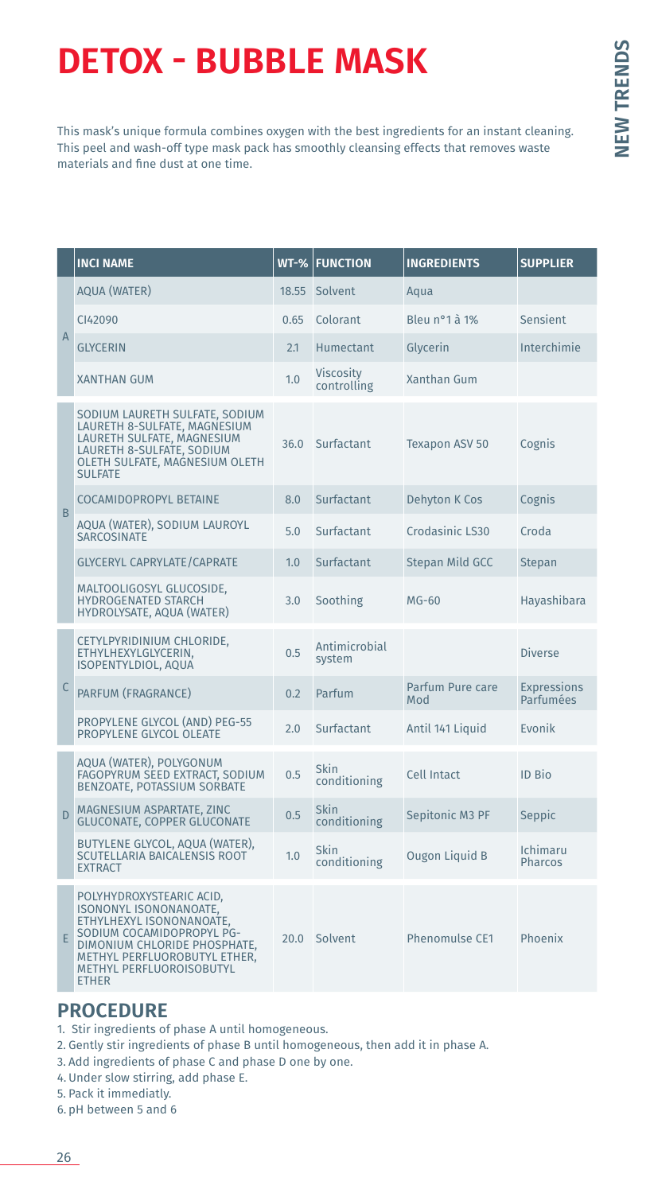# DETOX - BUBBLE MASK

This mask's unique formula combines oxygen with the best ingredients for an instant cleaning. This peel and wash-off type mask pack has smoothly cleansing effects that removes waste materials and fine dust at one time.

| | INCI NAME | WT-% | FUNCTION | INGREDIENTS | SUPPLIER |
|---|---|---|---|---|---|
| A | AQUA (WATER) | 18.55 | Solvent | Aqua | |
| | CI42090 | 0.65 | Colorant | Bleu n°1 à 1% | Sensient |
| | GLYCERIN | 2.1 | Humectant | Glycerin | Interchimie |
| | XANTHAN GUM | 1.0 | Viscosity controlling | Xanthan Gum | |
| B | SODIUM LAURETH SULFATE, SODIUM LAURETH 8-SULFATE, MAGNESIUM LAURETH SULFATE, MAGNESIUM LAURETH 8-SULFATE, SODIUM OLETH SULFATE, MAGNESIUM OLETH SULFATE | 36.0 | Surfactant | Texapon ASV 50 | Cognis |
| | COCAMIDOPROPYL BETAINE | 8.0 | Surfactant | Dehyton K Cos | Cognis |
| | AQUA (WATER), SODIUM LAUROYL SARCOSINATE | 5.0 | Surfactant | Crodasinic LS30 | Croda |
| | GLYCERYL CAPRYLATE/CAPRATE | 1.0 | Surfactant | Stepan Mild GCC | Stepan |
| | MALTOOLIGOSYL GLUCOSIDE, HYDROGENATED STARCH HYDROLYSATE, AQUA (WATER) | 3.0 | Soothing | MG-60 | Hayashibara |
| C | CETYLPYRIDINIUM CHLORIDE, ETHYLHEXYLGLYCERIN, ISOPENTYLDIOL, AQUA | 0.5 | Antimicrobial system | | Diverse |
| | PARFUM (FRAGRANCE) | 0.2 | Parfum | Parfum Pure care Mod | Expressions Parfumées |
| | PROPYLENE GLYCOL (AND) PEG-55 PROPYLENE GLYCOL OLEATE | 2.0 | Surfactant | Antil 141 Liquid | Evonik |
| D | AQUA (WATER), POLYGONUM FAGOPYRUM SEED EXTRACT, SODIUM BENZOATE, POTASSIUM SORBATE | 0.5 | Skin conditioning | Cell Intact | ID Bio |
| | MAGNESIUM ASPARTATE, ZINC GLUCONATE, COPPER GLUCONATE | 0.5 | Skin conditioning | Sepitonic M3 PF | Seppic |
| | BUTYLENE GLYCOL, AQUA (WATER), SCUTELLARIA BAICALENSIS ROOT EXTRACT | 1.0 | Skin conditioning | Ougon Liquid B | Ichimaru Pharcos |
| E | POLYHYDROXYSTEARIC ACID, ISONONYL ISONONANOATE, ETHYLHEXYL ISONONANOATE, SODIUM COCAMIDOPROPYL PG-DIMONIUM CHLORIDE PHOSPHATE, METHYL PERFLUOROBUTYL ETHER, METHYL PERFLUOROISOBUTYL ETHER | 20.0 | Solvent | Phenomulse CE1 | Phoenix |

## PROCEDURE

1. Stir ingredients of phase A until homogeneous.
2. Gently stir ingredients of phase B until homogeneous, then add it in phase A.
3. Add ingredients of phase C and phase D one by one.
4. Under slow stirring, add phase E.
5. Pack it immediatly.
6. pH between 5 and 6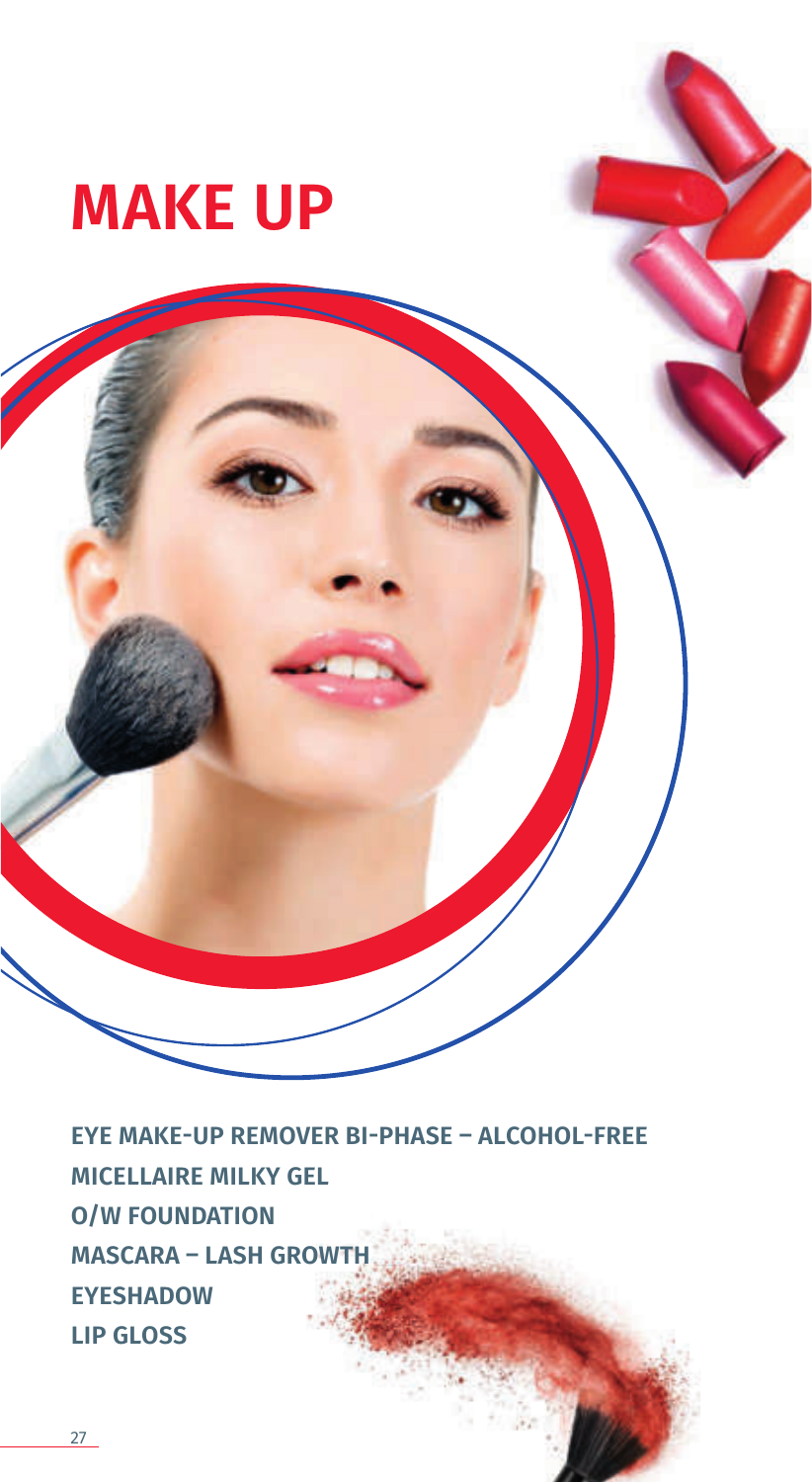# MAKE UP

**EYE MAKE-UP REMOVER BI-PHASE – ALCOHOL-FREE**

**MICELLAIRE MILKY GEL**

**O/W FOUNDATION**

**MASCARA – LASH GROWTH**

**EYESHADOW**

**LIP GLOSS**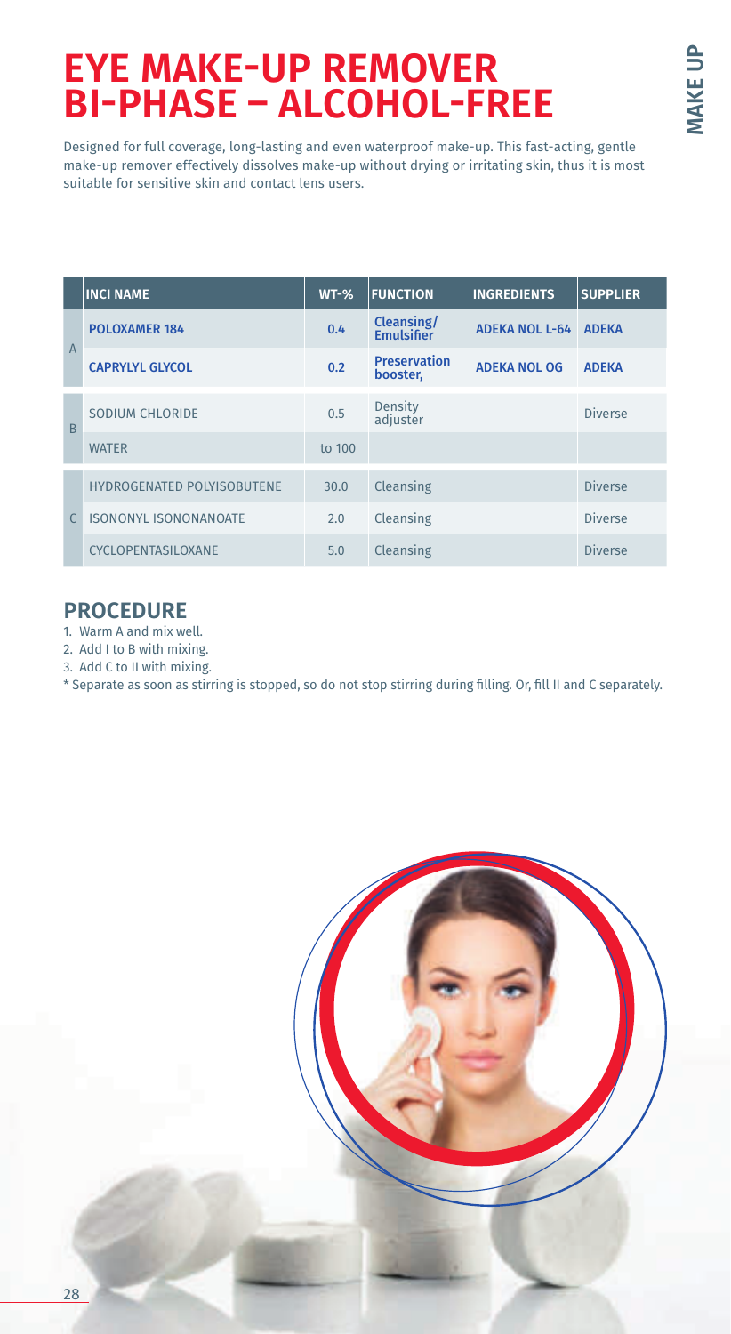# EYE MAKE-UP REMOVER BI-PHASE – ALCOHOL-FREE

Designed for full coverage, long-lasting and even waterproof make-up. This fast-acting, gentle make-up remover effectively dissolves make-up without drying or irritating skin, thus it is most suitable for sensitive skin and contact lens users.

| | INCI NAME | WT-% | FUNCTION | INGREDIENTS | SUPPLIER |
|---|---|---|---|---|---|
| A | **POLOXAMER 184** | **0.4** | **Cleansing/ Emulsifier** | **ADEKA NOL L-64** | **ADEKA** |
| | **CAPRYLYL GLYCOL** | **0.2** | **Preservation booster,** | **ADEKA NOL OG** | **ADEKA** |
| B | SODIUM CHLORIDE | 0.5 | Density adjuster | | Diverse |
| | WATER | to 100 | | | |
| C | HYDROGENATED POLYISOBUTENE | 30.0 | Cleansing | | Diverse |
| | ISONONYL ISONONANOATE | 2.0 | Cleansing | | Diverse |
| | CYCLOPENTASILOXANE | 5.0 | Cleansing | | Diverse |

## PROCEDURE

1. Warm A and mix well.
2. Add I to B with mixing.
3. Add C to II with mixing.

* Separate as soon as stirring is stopped, so do not stop stirring during filling. Or, fill II and C separately.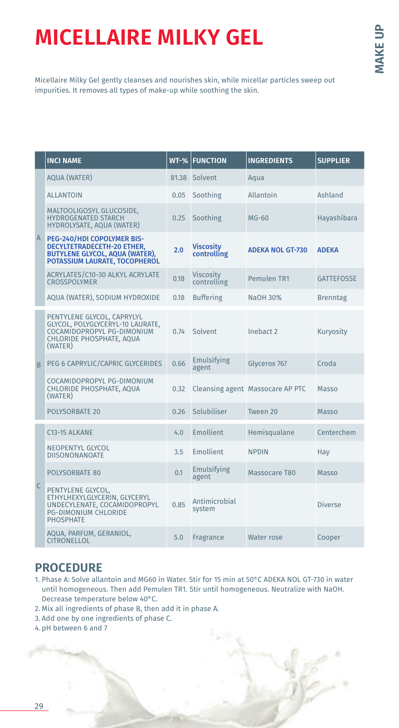# MICELLAIRE MILKY GEL

Micellaire Milky Gel gently cleanses and nourishes skin, while micellar particles sweep out impurities. It removes all types of make-up while soothing the skin.

| | INCI NAME | WT-% | FUNCTION | INGREDIENTS | SUPPLIER |
|---|---|---|---|---|---|
| A | AQUA (WATER) | 81.38 | Solvent | Aqua | |
| | ALLANTOIN | 0.05 | Soothing | Allantoin | Ashland |
| | MALTOOLIGOSYL GLUCOSIDE, HYDROGENATED STARCH HYDROLYSATE, AQUA (WATER) | 0.25 | Soothing | MG-60 | Hayashibara |
| | **PEG-240/HDI COPOLYMER BIS-DECYLTETRADECETH-20 ETHER, BUTYLENE GLYCOL, AQUA (WATER), POTASSIUM LAURATE, TOCOPHEROL** | **2.0** | **Viscosity controlling** | **ADEKA NOL GT-730** | **ADEKA** |
| | ACRYLATES/C10-30 ALKYL ACRYLATE CROSSPOLYMER | 0.18 | Viscosity controlling | Pemulen TR1 | GATTEFOSSE |
| | AQUA (WATER), SODIUM HYDROXIDE | 0.18 | Buffering | NaOH 30% | Brenntag |
| B | PENTYLENE GLYCOL, CAPRYLYL GLYCOL, POLYGLYCERYL-10 LAURATE, COCAMIDOPROPYL PG-DIMONIUM CHLORIDE PHOSPHATE, AQUA (WATER) | 0.74 | Solvent | Inebact 2 | Kuryosity |
| | PEG 6 CAPRYLIC/CAPRIC GLYCERIDES | 0.66 | Emulsifying agent | Glycerox 767 | Croda |
| | COCAMIDOPROPYL PG-DIMONIUM CHLORIDE PHOSPHATE, AQUA (WATER) | 0.32 | Cleansing agent | Massocare AP PTC | Masso |
| | POLYSORBATE 20 | 0.26 | Solubiliser | Tween 20 | Masso |
| C | C13-15 ALKANE | 4.0 | Emollient | Hemisqualane | Centerchem |
| | NEOPENTYL GLYCOL DIISONONANOATE | 3.5 | Emollient | NPDIN | Hay |
| | POLYSORBATE 80 | 0.1 | Emulsifying agent | Massocare T80 | Masso |
| | PENTYLENE GLYCOL, ETHYLHEXYLGLYCERIN, GLYCERYL UNDECYLENATE, COCAMIDOPROPYL PG-DIMONIUM CHLORIDE PHOSPHATE | 0.85 | Antimicrobial system | | Diverse |
| | AQUA, PARFUM, GERANIOL, CITRONELLOL | 5.0 | Fragrance | Water rose | Cooper |

## PROCEDURE

1. Phase A: Solve allantoin and MG60 in Water. Stir for 15 min at 50°C ADEKA NOL GT-730 in water until homogeneous. Then add Pemulen TR1. Stir until homogeneous. Neutralize with NaOH. Decrease temperature below 40°C.
2. Mix all ingredients of phase B, then add it in phase A.
3. Add one by one ingredients of phase C.
4. pH between 6 and 7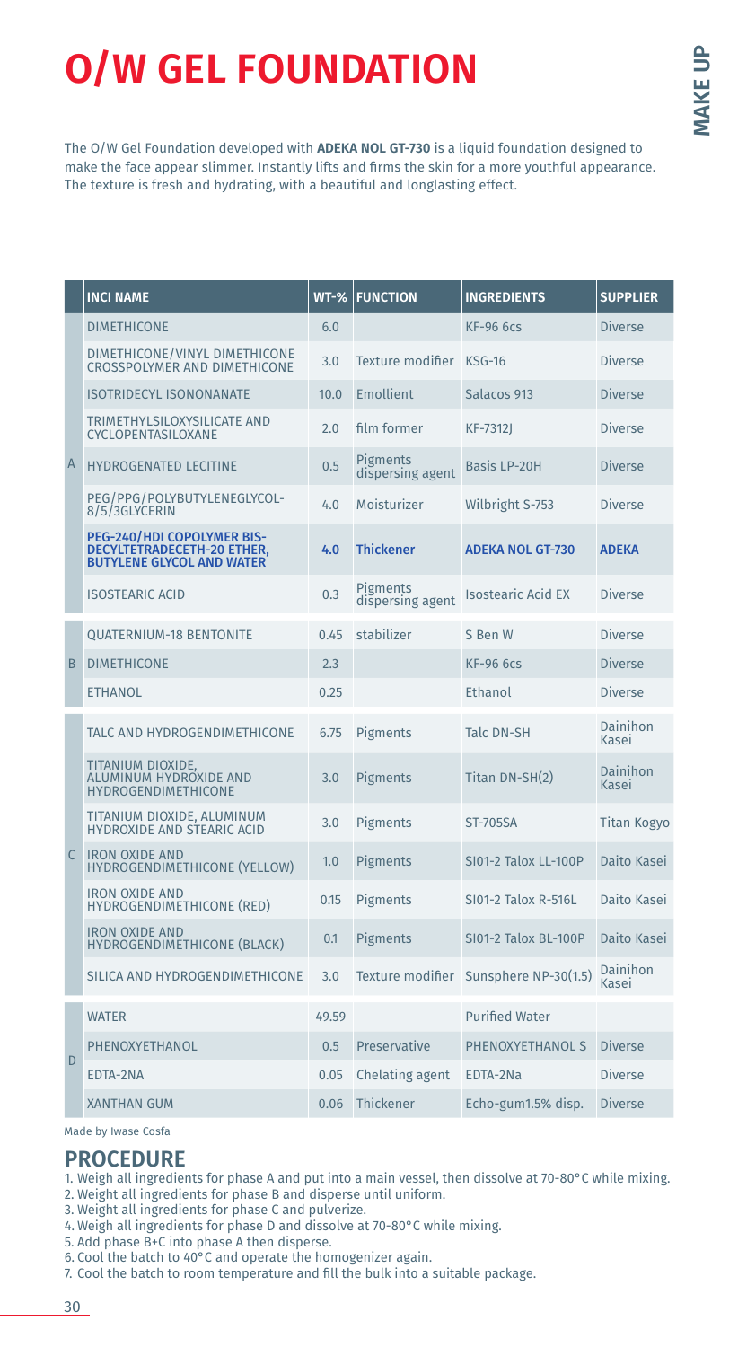# O/W GEL FOUNDATION

The O/W Gel Foundation developed with **ADEKA NOL GT-730** is a liquid foundation designed to make the face appear slimmer. Instantly lifts and firms the skin for a more youthful appearance. The texture is fresh and hydrating, with a beautiful and longlasting effect.

| | INCI NAME | WT-% | FUNCTION | INGREDIENTS | SUPPLIER |
|---|---|---|---|---|---|
| A | DIMETHICONE | 6.0 | | KF-96 6cs | Diverse |
| | DIMETHICONE/VINYL DIMETHICONE CROSSPOLYMER AND DIMETHICONE | 3.0 | Texture modifier | KSG-16 | Diverse |
| | ISOTRIDECYL ISONONANATE | 10.0 | Emollient | Salacos 913 | Diverse |
| | TRIMETHYLSILOXYSILICATE AND CYCLOPENTASILOXANE | 2.0 | film former | KF-7312J | Diverse |
| | HYDROGENATED LECITINE | 0.5 | Pigments dispersing agent | Basis LP-20H | Diverse |
| | PEG/PPG/POLYBUTYLENEGLYCOL-8/5/3GLYCERIN | 4.0 | Moisturizer | Wilbright S-753 | Diverse |
| | **PEG-240/HDI COPOLYMER BIS-DECYLTETRADECETH-20 ETHER, BUTYLENE GLYCOL AND WATER** | **4.0** | **Thickener** | **ADEKA NOL GT-730** | **ADEKA** |
| | ISOSTEARIC ACID | 0.3 | Pigments dispersing agent | Isostearic Acid EX | Diverse |
| B | QUATERNIUM-18 BENTONITE | 0.45 | stabilizer | S Ben W | Diverse |
| | DIMETHICONE | 2.3 | | KF-96 6cs | Diverse |
| | ETHANOL | 0.25 | | Ethanol | Diverse |
| C | TALC AND HYDROGENDIMETHICONE | 6.75 | Pigments | Talc DN-SH | Dainihon Kasei |
| | TITANIUM DIOXIDE, ALUMINUM HYDROXIDE AND HYDROGENDIMETHICONE | 3.0 | Pigments | Titan DN-SH(2) | Dainihon Kasei |
| | TITANIUM DIOXIDE, ALUMINUM HYDROXIDE AND STEARIC ACID | 3.0 | Pigments | ST-705SA | Titan Kogyo |
| | IRON OXIDE AND HYDROGENDIMETHICONE (YELLOW) | 1.0 | Pigments | SI01-2 Talox LL-100P | Daito Kasei |
| | IRON OXIDE AND HYDROGENDIMETHICONE (RED) | 0.15 | Pigments | SI01-2 Talox R-516L | Daito Kasei |
| | IRON OXIDE AND HYDROGENDIMETHICONE (BLACK) | 0.1 | Pigments | SI01-2 Talox BL-100P | Daito Kasei |
| | SILICA AND HYDROGENDIMETHICONE | 3.0 | Texture modifier | Sunsphere NP-30(1.5) | Dainihon Kasei |
| D | WATER | 49.59 | | Purified Water | |
| | PHENOXYETHANOL | 0.5 | Preservative | PHENOXYETHANOL S | Diverse |
| | EDTA-2NA | 0.05 | Chelating agent | EDTA-2Na | Diverse |
| | XANTHAN GUM | 0.06 | Thickener | Echo-gum1.5% disp. | Diverse |

Made by Iwase Cosfa

## PROCEDURE

1. Weigh all ingredients for phase A and put into a main vessel, then dissolve at 70-80°C while mixing.
2. Weight all ingredients for phase B and disperse until uniform.
3. Weight all ingredients for phase C and pulverize.
4. Weigh all ingredients for phase D and dissolve at 70-80°C while mixing.
5. Add phase B+C into phase A then disperse.
6. Cool the batch to 40°C and operate the homogenizer again.
7. Cool the batch to room temperature and fill the bulk into a suitable package.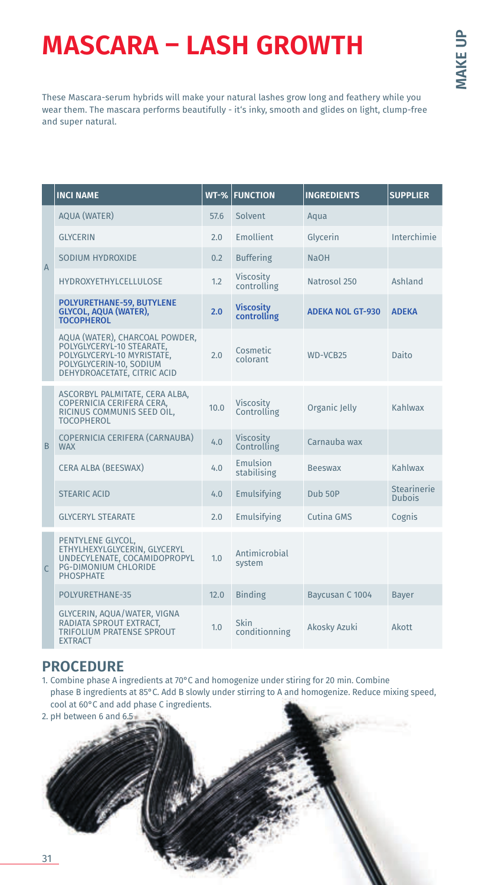# MASCARA – LASH GROWTH

These Mascara-serum hybrids will make your natural lashes grow long and feathery while you wear them. The mascara performs beautifully - it's inky, smooth and glides on light, clump-free and super natural.

| | INCI NAME | WT-% | FUNCTION | INGREDIENTS | SUPPLIER |
|---|---|---|---|---|---|
| A | AQUA (WATER) | 57.6 | Solvent | Aqua | |
| | GLYCERIN | 2.0 | Emollient | Glycerin | Interchimie |
| | SODIUM HYDROXIDE | 0.2 | Buffering | NaOH | |
| | HYDROXYETHYLCELLULOSE | 1.2 | Viscosity controlling | Natrosol 250 | Ashland |
| | **POLYURETHANE-59, BUTYLENE GLYCOL, AQUA (WATER), TOCOPHEROL** | **2.0** | **Viscosity controlling** | **ADEKA NOL GT-930** | **ADEKA** |
| | AQUA (WATER), CHARCOAL POWDER, POLYGLYCERYL-10 STEARATE, POLYGLYCERYL-10 MYRISTATE, POLYGLYCERIN-10, SODIUM DEHYDROACETATE, CITRIC ACID | 2.0 | Cosmetic colorant | WD-VCB25 | Daito |
| B | ASCORBYL PALMITATE, CERA ALBA, COPERNICIA CERIFERA CERA, RICINUS COMMUNIS SEED OIL, TOCOPHEROL | 10.0 | Viscosity Controlling | Organic Jelly | Kahlwax |
| | COPERNICIA CERIFERA (CARNAUBA) WAX | 4.0 | Viscosity Controlling | Carnauba wax | |
| | CERA ALBA (BEESWAX) | 4.0 | Emulsion stabilising | Beeswax | Kahlwax |
| | STEARIC ACID | 4.0 | Emulsifying | Dub 50P | Stearinerie Dubois |
| | GLYCERYL STEARATE | 2.0 | Emulsifying | Cutina GMS | Cognis |
| C | PENTYLENE GLYCOL, ETHYLHEXYLGLYCERIN, GLYCERYL UNDECYLENATE, COCAMIDOPROPYL PG-DIMONIUM CHLORIDE PHOSPHATE | 1.0 | Antimicrobial system | | |
| | POLYURETHANE-35 | 12.0 | Binding | Baycusan C 1004 | Bayer |
| | GLYCERIN, AQUA/WATER, VIGNA RADIATA SPROUT EXTRACT, TRIFOLIUM PRATENSE SPROUT EXTRACT | 1.0 | Skin conditionning | Akosky Azuki | Akott |

## PROCEDURE

1. Combine phase A ingredients at 70°C and homogenize under stiring for 20 min. Combine phase B ingredients at 85°C. Add B slowly under stirring to A and homogenize. Reduce mixing speed, cool at 60°C and add phase C ingredients.
2. pH between 6 and 6.5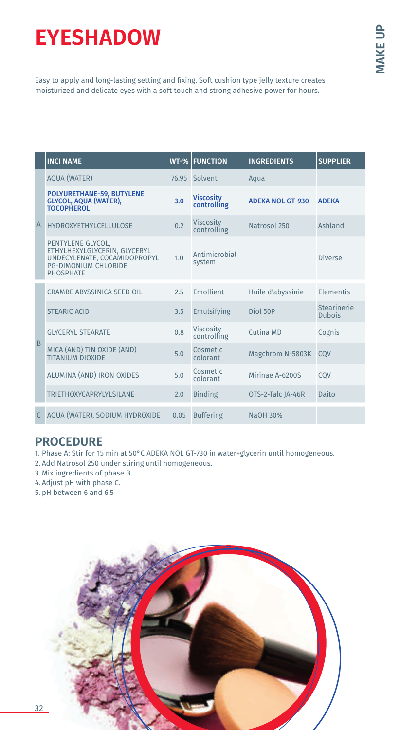# EYESHADOW

Easy to apply and long-lasting setting and fixing. Soft cushion type jelly texture creates moisturized and delicate eyes with a soft touch and strong adhesive power for hours.

| | INCI NAME | WT-% | FUNCTION | INGREDIENTS | SUPPLIER |
|---|---|---|---|---|---|
| A | AQUA (WATER) | 76.95 | Solvent | Aqua | |
| | **POLYURETHANE-59, BUTYLENE GLYCOL, AQUA (WATER), TOCOPHEROL** | **3.0** | **Viscosity controlling** | **ADEKA NOL GT-930** | **ADEKA** |
| | HYDROXYETHYLCELLULOSE | 0.2 | Viscosity controlling | Natrosol 250 | Ashland |
| | PENTYLENE GLYCOL, ETHYLHEXYLGLYCERIN, GLYCERYL UNDECYLENATE, COCAMIDOPROPYL PG-DIMONIUM CHLORIDE PHOSPHATE | 1.0 | Antimicrobial system | | Diverse |
| B | CRAMBE ABYSSINICA SEED OIL | 2.5 | Emollient | Huile d'abyssinie | Elementis |
| | STEARIC ACID | 3.5 | Emulsifying | Diol 50P | Stearinerie Dubois |
| | GLYCERYL STEARATE | 0.8 | Viscosity controlling | Cutina MD | Cognis |
| | MICA (AND) TIN OXIDE (AND) TITANIUM DIOXIDE | 5.0 | Cosmetic colorant | Magchrom N-5803K | CQV |
| | ALUMINA (AND) IRON OXIDES | 5.0 | Cosmetic colorant | Mirinae A-6200S | CQV |
| | TRIETHOXYCAPRYLYLSILANE | 2.0 | Binding | OTS-2-Talc JA-46R | Daito |
| C | AQUA (WATER), SODIUM HYDROXIDE | 0.05 | Buffering | NaOH 30% | |

## PROCEDURE

1. Phase A: Stir for 15 min at 50°C ADEKA NOL GT-730 in water+glycerin until homogeneous.
2. Add Natrosol 250 under stiring until homogeneous.
3. Mix ingredients of phase B.
4. Adjust pH with phase C.
5. pH between 6 and 6.5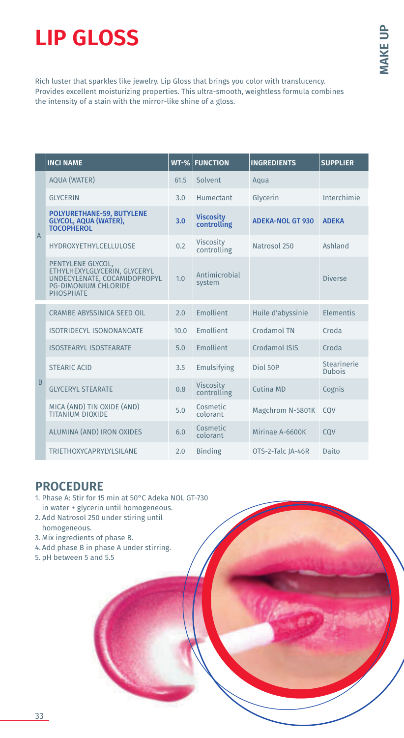# LIP GLOSS

Rich luster that sparkles like jewelry. Lip Gloss that brings you color with translucency. Provides excellent moisturizing properties. This ultra-smooth, weightless formula combines the intensity of a stain with the mirror-like shine of a gloss.

| | INCI NAME | WT-% | FUNCTION | INGREDIENTS | SUPPLIER |
|---|---|---|---|---|---|
| A | AQUA (WATER) | 61.5 | Solvent | Aqua | |
| | GLYCERIN | 3.0 | Humectant | Glycerin | Interchimie |
| | **POLYURETHANE-59, BUTYLENE GLYCOL, AQUA (WATER), TOCOPHEROL** | **3.0** | **Viscosity controlling** | **ADEKA-NOL GT 930** | **ADEKA** |
| | HYDROXYETHYLCELLULOSE | 0.2 | Viscosity controlling | Natrosol 250 | Ashland |
| | PENTYLENE GLYCOL, ETHYLHEXYLGLYCERIN, GLYCERYL UNDECYLENATE, COCAMIDOPROPYL PG-DIMONIUM CHLORIDE PHOSPHATE | 1.0 | Antimicrobial system | | Diverse |
| B | CRAMBE ABYSSINICA SEED OIL | 2.0 | Emollient | Huile d'abyssinie | Elementis |
| | ISOTRIDECYL ISONONANOATE | 10.0 | Emollient | Crodamol TN | Croda |
| | ISOSTEARYL ISOSTEARATE | 5.0 | Emollient | Crodamol ISIS | Croda |
| | STEARIC ACID | 3.5 | Emulsifying | Diol 50P | Stearinerie Dubois |
| | GLYCERYL STEARATE | 0.8 | Viscosity controlling | Cutina MD | Cognis |
| | MICA (AND) TIN OXIDE (AND) TITANIUM DIOXIDE | 5.0 | Cosmetic colorant | Magchrom N-5801K | CQV |
| | ALUMINA (AND) IRON OXIDES | 6.0 | Cosmetic colorant | Mirinae A-6600K | CQV |
| | TRIETHOXYCAPRYLYLSILANE | 2.0 | Binding | OTS-2-Talc JA-46R | Daito |

## PROCEDURE

1. Phase A: Stir for 15 min at 50°C Adeka NOL GT-730 in water + glycerin until homogeneous.
2. Add Natrosol 250 under stiring until homogeneous.
3. Mix ingredients of phase B.
4. Add phase B in phase A under stirring.
5. pH between 5 and 5.5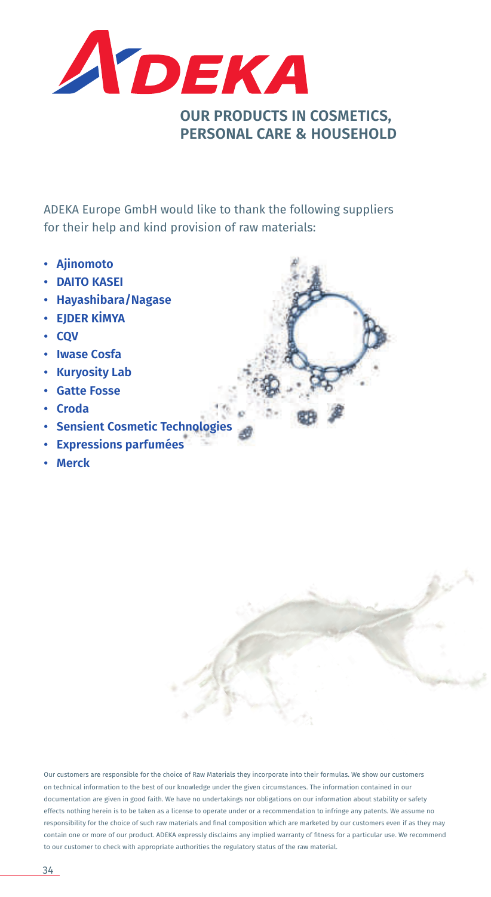# ADEKA

## OUR PRODUCTS IN COSMETICS, PERSONAL CARE & HOUSEHOLD

ADEKA Europe GmbH would like to thank the following suppliers for their help and kind provision of raw materials:

- **Ajinomoto**
- **DAITO KASEI**
- **Hayashibara/Nagase**
- **EJDER KİMYA**
- **CQV**
- **Iwase Cosfa**
- **Kuryosity Lab**
- **Gatte Fosse**
- **Croda**
- **Sensient Cosmetic Technologies**
- **Expressions parfumées**
- **Merck**

Our customers are responsible for the choice of Raw Materials they incorporate into their formulas. We show our customers on technical information to the best of our knowledge under the given circumstances. The information contained in our documentation are given in good faith. We have no undertakings nor obligations on our information about stability or safety effects nothing herein is to be taken as a license to operate under or a recommendation to infringe any patents. We assume no responsibility for the choice of such raw materials and final composition which are marketed by our customers even if as they may contain one or more of our product. ADEKA expressly disclaims any implied warranty of fitness for a particular use. We recommend to our customer to check with appropriate authorities the regulatory status of the raw material.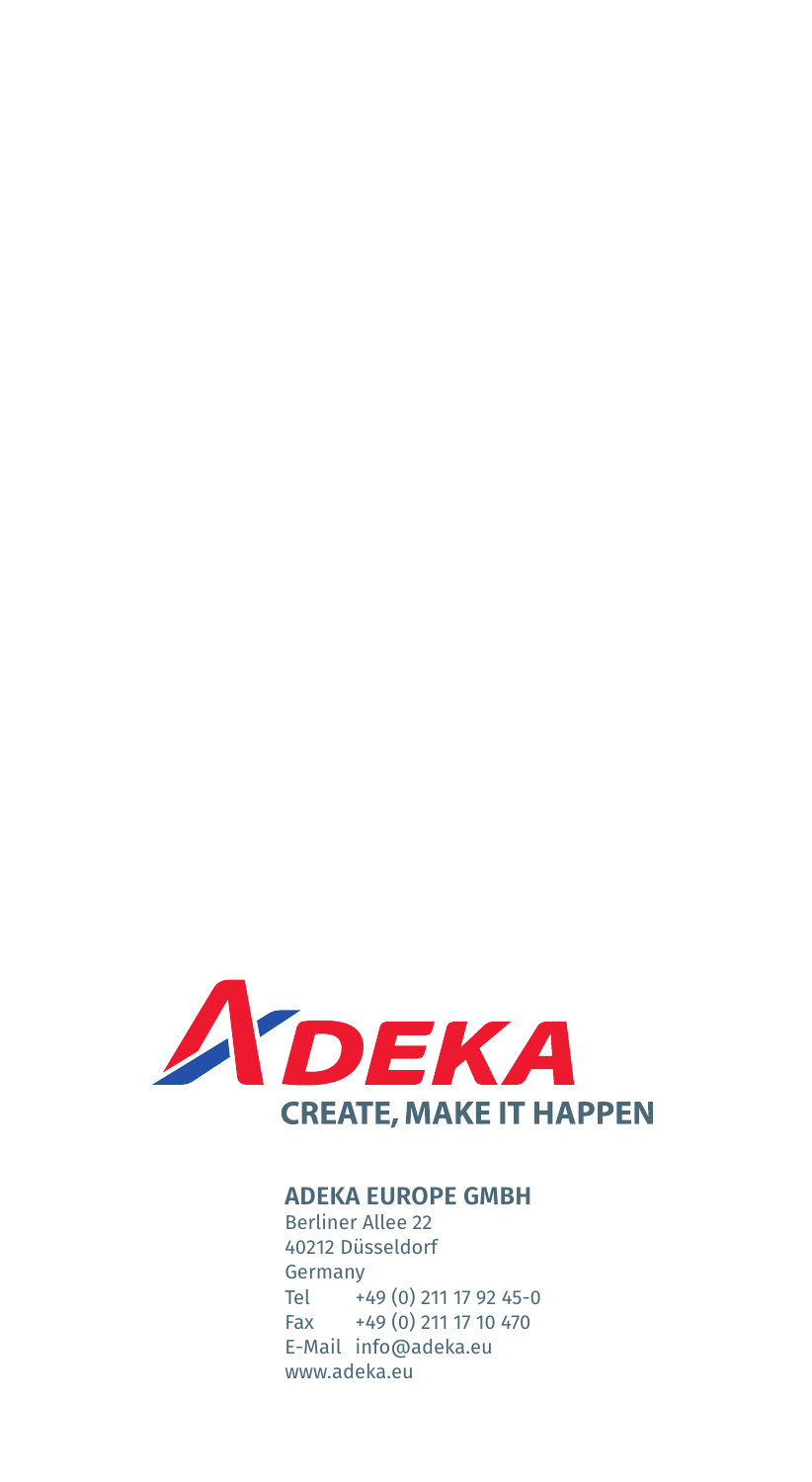ADEKA

CREATE, MAKE IT HAPPEN

**ADEKA EUROPE GMBH**

Berliner Allee 22
40212 Düsseldorf
Germany
Tel +49 (0) 211 17 92 45-0
Fax +49 (0) 211 17 10 470
E-Mail info@adeka.eu
www.adeka.eu